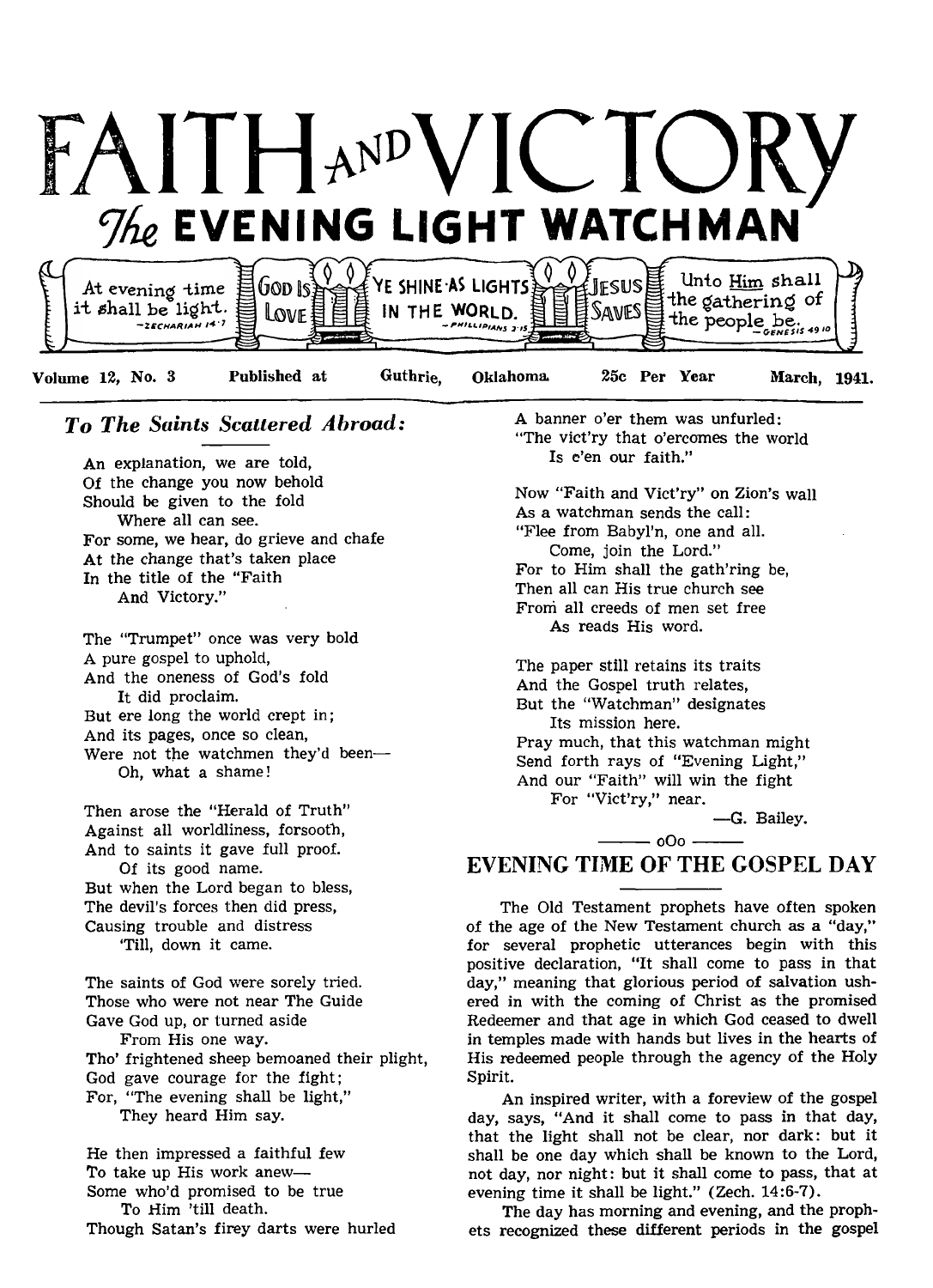# FAITH AND VICTORY

## The EVENING LIGHT WATCHMAN

At evening time it shall be light. —Zechariah 14:7 | God Is Love | YE SHINE AS LIGHTS IN THE WORLD. —Philippians 2:15 | Jesus Saves | Unto Him shall the gathering of the people be. —Genesis 49:10

Volume 12, No. 3 Published at Guthrie, Oklahoma. 25c Per Year March, 1941.

### *To The Saints Scattered Abroad:*

An explanation, we are told,
Of the change you now behold
Should be given to the fold
Where all can see.
For some, we hear, do grieve and chafe
At the change that's taken place
In the title of the "Faith
And Victory."

The "Trumpet" once was very bold
A pure gospel to uphold,
And the oneness of God's fold
It did proclaim.
But ere long the world crept in;
And its pages, once so clean,
Were not the watchmen they'd been—
Oh, what a shame!

Then arose the "Herald of Truth"
Against all worldliness, forsooth,
And to saints it gave full proof.
Of its good name.
But when the Lord began to bless,
The devil's forces then did press,
Causing trouble and distress
'Till, down it came.

The saints of God were sorely tried.
Those who were not near The Guide
Gave God up, or turned aside
From His one way.
Tho' frightened sheep bemoaned their plight,
God gave courage for the fight;
For, "The evening shall be light,"
They heard Him say.

He then impressed a faithful few
To take up His work anew—
Some who'd promised to be true
To Him 'till death.
Though Satan's firey darts were hurled
A banner o'er them was unfurled:
"The vict'ry that o'ercomes the world
Is e'en our faith."

Now "Faith and Vict'ry" on Zion's wall
As a watchman sends the call:
"Flee from Babyl'n, one and all.
Come, join the Lord."
For to Him shall the gath'ring be,
Then all can His true church see
From all creeds of men set free
As reads His word.

The paper still retains its traits
And the Gospel truth relates,
But the "Watchman" designates
Its mission here.
Pray much, that this watchman might
Send forth rays of "Evening Light,"
And our "Faith" will win the fight
For "Vict'ry," near.

—G. Bailey.

oOo

## EVENING TIME OF THE GOSPEL DAY

The Old Testament prophets have often spoken of the age of the New Testament church as a "day," for several prophetic utterances begin with this positive declaration, "It shall come to pass in that day," meaning that glorious period of salvation ushered in with the coming of Christ as the promised Redeemer and that age in which God ceased to dwell in temples made with hands but lives in the hearts of His redeemed people through the agency of the Holy Spirit.

An inspired writer, with a foreview of the gospel day, says, "And it shall come to pass in that day, that the light shall not be clear, nor dark: but it shall be one day which shall be known to the Lord, not day, nor night: but it shall come to pass, that at evening time it shall be light." (Zech. 14:6-7).

The day has morning and evening, and the prophets recognized these different periods in the gospel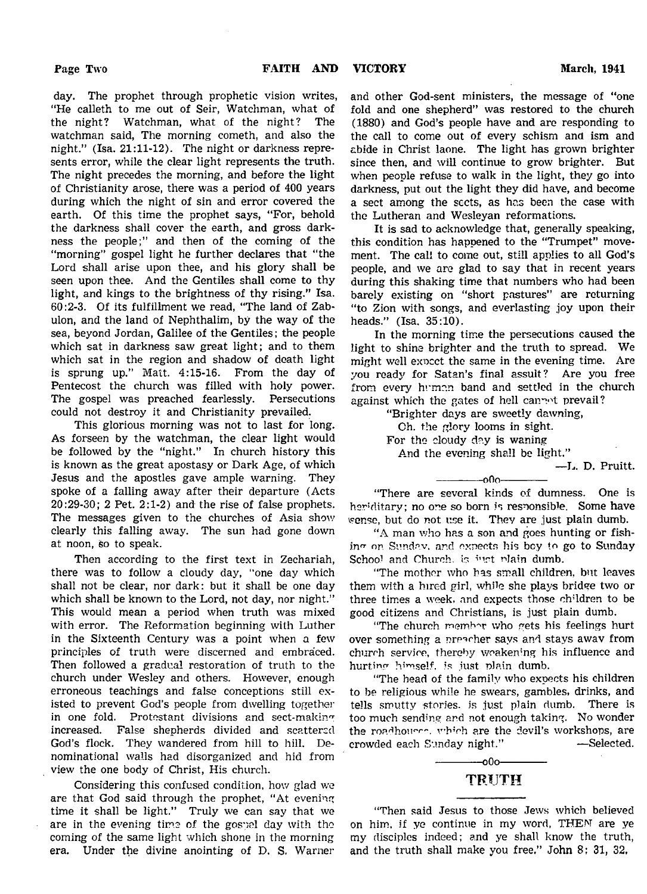day. The prophet through prophetic vision writes, "He calleth to me out of Seir, Watchman, what of the night? Watchman, what of the night? The watchman said, The morning cometh, and also the night." (Isa. 21:11-12). The night or darkness represents error, while the clear light represents the truth. The night precedes the morning, and before the light of Christianity arose, there was a period of 400 years during which the night of sin and error covered the earth. Of this time the prophet says, "For, behold the darkness shall cover the earth, and gross darkness the people;" and then of the coming of the "morning" gospel light he further declares that "the Lord shall arise upon thee, and his glory shall be seen upon thee. And the Gentiles shall come to thy light, and kings to the brightness of thy rising." Isa. 60:2-3. Of its fulfillment we read, "The land of Zabulon, and the land of Nephthalim, by the way of the sea, beyond Jordan, Galilee of the Gentiles; the people which sat in darkness saw great light; and to them which sat in the region and shadow of death light is sprung up." Matt. 4:15-16. From the day of Pentecost the church was filled with holy power. The gospel was preached fearlessly. Persecutions could not destroy it and Christianity prevailed.

This glorious morning was not to last for long. As forseen by the watchman, the clear light would be followed by the "night." In church history this is known as the great apostasy or Dark Age, of which Jesus and the apostles gave ample warning. They spoke of a falling away after their departure (Acts 20:29-30; 2 Pet. 2:1-2) and the rise of false prophets. The messages given to the churches of Asia show clearly this falling away. The sun had gone down at noon, so to speak.

Then according to the first text in Zechariah, there was to follow a cloudy day, "one day which shall not be clear, nor dark: but it shall be one day which shall be known to the Lord, not day, nor night." This would mean a period when truth was mixed with error. The Reformation beginning with Luther in the Sixteenth Century was a point when a few principles of truth were discerned and embraced. Then followed a gradual restoration of truth to the church under Wesley and others. However, enough erroneous teachings and false conceptions still existed to prevent God's people from dwelling together in one fold. Protestant divisions and sect-making increased. False shepherds divided and scattered God's flock. They wandered from hill to hill. Denominational walls had disorganized and hid from view the one body of Christ, His church.

Considering this confused condition, how glad we are that God said through the prophet, "At evening time it shall be light." Truly we can say that we are in the evening time of the gospel day with the coming of the same light which shone in the morning era. Under the divine anointing of D. S. Warner and other God-sent ministers, the message of "one fold and one shepherd" was restored to the church (1880) and God's people have and are responding to the call to come out of every schism and ism and abide in Christ laone. The light has grown brighter since then, and will continue to grow brighter. But when people refuse to walk in the light, they go into darkness, put out the light they did have, and become a sect among the sects, as has been the case with the Lutheran and Wesleyan reformations.

It is sad to acknowledge that, generally speaking, this condition has happened to the "Trumpet" movement. The call to come out, still applies to all God's people, and we are glad to say that in recent years during this shaking time that numbers who had been barely existing on "short pastures" are returning "to Zion with songs, and everlasting joy upon their heads." (Isa. 35:10).

In the morning time the persecutions caused the light to shine brighter and the truth to spread. We might well expect the same in the evening time. Are you ready for Satan's final assult? Are you free from every human band and settled in the church against which the gates of hell cannot prevail?

> "Brighter days are sweetly dawning,
> Oh. the glory looms in sight.
> For the cloudy day is waning
> And the evening shall be light."

—L. D. Pruitt.

---

"There are several kinds of dumness. One is heriditary; no one so born is responsible. Some have sense, but do not use it. They are just plain dumb.

"A man who has a son and goes hunting or fishing on Sunday, and expects his boy to go to Sunday School and Church, is just plain dumb.

"The mother who has small children, but leaves them with a hired girl, while she plays bridge two or three times a week, and expects those children to be good citizens and Christians, is just plain dumb.

"The church member who gets his feelings hurt over something a preacher says and stays away from church service, thereby weakening his influence and hurting himself, is just plain dumb.

"The head of the family who expects his children to be religious while he swears, gambles, drinks, and tells smutty stories, is just plain dumb. There is too much sending and not enough taking. No wonder the roadhouses, which are the devil's workshops, are crowded each Sunday night." —Selected.

---

## TRUTH

"Then said Jesus to those Jews which believed on him, if ye continue in my word, THEN are ye my disciples indeed; and ye shall know the truth, and the truth shall make you free." John 8; 31, 32.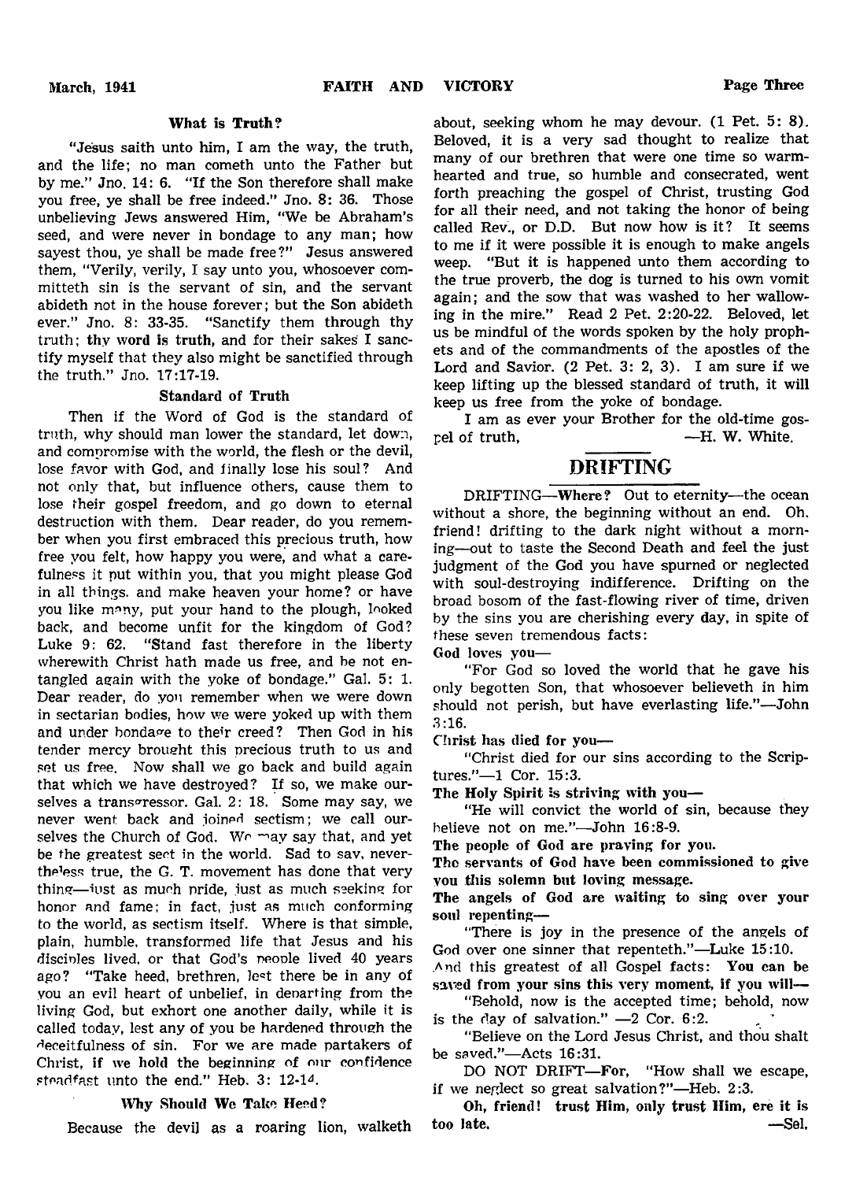### What is Truth?

"Jesus saith unto him, I am the way, the truth, and the life; no man cometh unto the Father but by me." Jno. 14: 6. "If the Son therefore shall make you free, ye shall be free indeed." Jno. 8: 36. Those unbelieving Jews answered Him, "We be Abraham's seed, and were never in bondage to any man; how sayest thou, ye shall be made free?" Jesus answered them, "Verily, verily, I say unto you, whosoever committeth sin is the servant of sin, and the servant abideth not in the house forever; but the Son abideth ever." Jno. 8: 33-35. "Sanctify them through thy truth; thy word is truth, and for their sakes I sanctify myself that they also might be sanctified through the truth." Jno. 17:17-19.

### Standard of Truth

Then if the Word of God is the standard of truth, why should man lower the standard, let down, and compromise with the world, the flesh or the devil, lose favor with God, and finally lose his soul? And not only that, but influence others, cause them to lose their gospel freedom, and go down to eternal destruction with them. Dear reader, do you remember when you first embraced this precious truth, how free you felt, how happy you were, and what a carefulness it put within you, that you might please God in all things, and make heaven your home? or have you like many, put your hand to the plough, looked back, and become unfit for the kingdom of God? Luke 9: 62. "Stand fast therefore in the liberty wherewith Christ hath made us free, and be not entangled again with the yoke of bondage." Gal. 5: 1. Dear reader, do you remember when we were down in sectarian bodies, how we were yoked up with them and under bondage to their creed? Then God in his tender mercy brought this precious truth to us and set us free. Now shall we go back and build again that which we have destroyed? If so, we make ourselves a transgressor. Gal. 2: 18. Some may say, we never went back and joined sectism; we call ourselves the Church of God. We may say that, and yet be the greatest sect in the world. Sad to say, nevertheless true, the G. T. movement has done that very thing—just as much pride, just as much seeking for honor and fame; in fact, just as much conforming to the world, as sectism itself. Where is that simple, plain, humble, transformed life that Jesus and his disciples lived, or that God's people lived 40 years ago? "Take heed, brethren, lest there be in any of you an evil heart of unbelief, in departing from the living God, but exhort one another daily, while it is called today, lest any of you be hardened through the deceitfulness of sin. For we are made partakers of Christ, if we hold the beginning of our confidence steadfast unto the end." Heb. 3: 12-14.

### Why Should We Take Heed?

Because the devil as a roaring lion, walketh about, seeking whom he may devour. (1 Pet. 5: 8). Beloved, it is a very sad thought to realize that many of our brethren that were one time so warmhearted and true, so humble and consecrated, went forth preaching the gospel of Christ, trusting God for all their need, and not taking the honor of being called Rev., or D.D. But now how is it? It seems to me if it were possible it is enough to make angels weep. "But it is happened unto them according to the true proverb, the dog is turned to his own vomit again; and the sow that was washed to her wallowing in the mire." Read 2 Pet. 2:20-22. Beloved, let us be mindful of the words spoken by the holy prophets and of the commandments of the apostles of the Lord and Savior. (2 Pet. 3: 2, 3). I am sure if we keep lifting up the blessed standard of truth, it will keep us free from the yoke of bondage.

I am as ever your Brother for the old-time gospel of truth, —H. W. White.

## DRIFTING

DRIFTING—**Where?** Out to eternity—the ocean without a shore, the beginning without an end. Oh, friend! drifting to the dark night without a morning—out to taste the Second Death and feel the just judgment of the God you have spurned or neglected with soul-destroying indifference. Drifting on the broad bosom of the fast-flowing river of time, driven by the sins you are cherishing every day, in spite of these seven tremendous facts:

**God loves you—**

"For God so loved the world that he gave his only begotten Son, that whosoever believeth in him should not perish, but have everlasting life."—John 3:16.

**Christ has died for you—**

"Christ died for our sins according to the Scriptures."—1 Cor. 15:3.

**The Holy Spirit is striving with you—**

"He will convict the world of sin, because they believe not on me."—John 16:8-9.

**The people of God are praying for you.**

**The servants of God have been commissioned to give you this solemn but loving message.**

**The angels of God are waiting to sing over your soul repenting—**

"There is joy in the presence of the angels of God over one sinner that repenteth."—Luke 15:10.

And this greatest of all Gospel facts: **You can be saved from your sins this very moment, if you will—**

"Behold, now is the accepted time; behold, now is the day of salvation." —2 Cor. 6:2.

"Believe on the Lord Jesus Christ, and thou shalt be saved."—Acts 16:31.

DO NOT DRIFT—**For,** "How shall we escape, if we neglect so great salvation?"—Heb. 2:3.

**Oh, friend! trust Him, only trust Him, ere it is too late.** —Sel.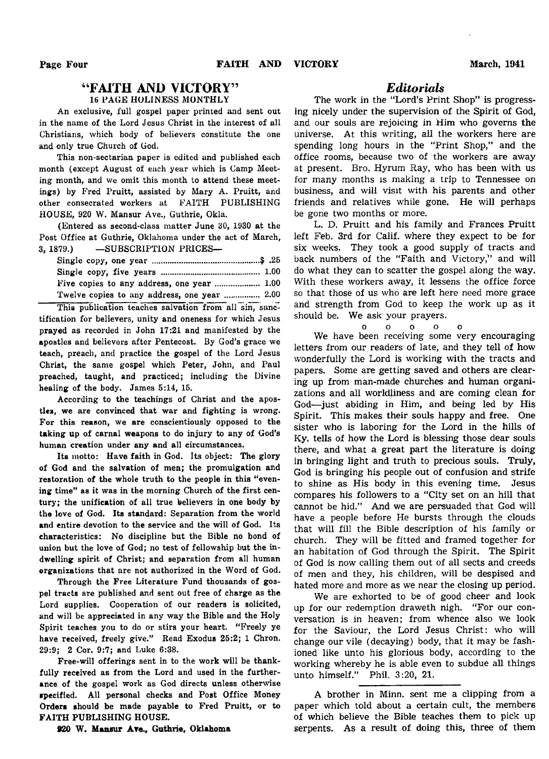## "FAITH AND VICTORY"

### 16 PAGE HOLINESS MONTHLY

An exclusive, full gospel paper printed and sent out in the name of the Lord Jesus Christ in the interest of all Christians, which body of believers constitute the one and only true Church of God.

This non-sectarian paper is edited and published each month (except August of each year which is Camp Meeting month, and we omit this month to attend these meetings) by Fred Pruitt, assisted by Mary A. Pruitt, and other consecrated workers at FAITH PUBLISHING HOUSE, 920 W. Mansur Ave., Guthrie, Okla.

(Entered as second-class matter June 30, 1930 at the Post Office at Guthrie, Oklahoma under the act of March, 3, 1879.) —SUBSCRIPTION PRICES—

| | |
|---|---|
| Single copy, one year | $ .25 |
| Single copy, five years | 1.00 |
| Five copies to any address, one year | 1.00 |
| Twelve copies to any address, one year | 2.00 |

This publication teaches salvation from all sin, sanctification for believers, unity and oneness for which Jesus prayed as recorded in John 17:21 and manifested by the apostles and believers after Pentecost. By God's grace we teach, preach, and practice the gospel of the Lord Jesus Christ, the same gospel which Peter, John, and Paul preached, taught, and practiced; including the Divine healing of the body. James 5:14, 15.

According to the teachings of Christ and the apostles, we are convinced that war and fighting is wrong. For this reason, we are conscientiously opposed to the taking up of carnal weapons to do injury to any of God's human creation under any and all circumstances.

Its motto: Have faith in God. Its object: The glory of God and the salvation of men; the promulgation and restoration of the whole truth to the people in this "evening time" as it was in the morning Church of the first century; the unification of all true believers in one body by the love of God. Its standard: Separation from the world and entire devotion to the service and the will of God. Its characteristics: No discipline but the Bible no bond of union but the love of God; no test of fellowship but the indwelling spirit of Christ; and separation from all human organizations that are not authorized in the Word of God.

Through the Free Literature Fund thousands of gospel tracts are published and sent out free of charge as the Lord supplies. Cooperation of our readers is solicited, and will be appreciated in any way the Bible and the Holy Spirit teaches you to do or stirs your heart. "Freely ye have received, freely give." Read Exodus 25:2; 1 Chron. 29:9; 2 Cor. 9:7; and Luke 6:38.

Free-will offerings sent in to the work will be thankfully received as from the Lord and used in the furtherance of the gospel work as God directs unless otherwise specified. All personal checks and Post Office Money Orders should be made payable to Fred Pruitt, or to FAITH PUBLISHING HOUSE.

**920 W. Mansur Ave., Guthrie, Oklahoma**

## *Editorials*

The work in the "Lord's Print Shop" is progressing nicely under the supervision of the Spirit of God, and our souls are rejoicing in Him who governs the universe. At this writing, all the workers here are spending long hours in the "Print Shop," and the office rooms, because two of the workers are away at present. Bro. Hyrum Ray, who has been with us for many months is making a trip to Tennessee on business, and will visit with his parents and other friends and relatives while gone. He will perhaps be gone two months or more.

L. D. Pruitt and his family and Frances Pruitt left Feb. 3rd for Calif. where they expect to be for six weeks. They took a good supply of tracts and back numbers of the "Faith and Victory," and will do what they can to scatter the gospel along the way. With these workers away, it lessens the office force so that those of us who are left here need more grace and strength from God to keep the work up as it should be. We ask your prayers.

o o o o o

We have been receiving some very encouraging letters from our readers of late, and they tell of how wonderfully the Lord is working with the tracts and papers. Some are getting saved and others are clearing up from man-made churches and human organizations and all worldliness and are coming clean for God—just abiding in Him, and being led by His Spirit. This makes their souls happy and free. One sister who is laboring for the Lord in the hills of Ky. tells of how the Lord is blessing those dear souls there, and what a great part the literature is doing in bringing light and truth to precious souls. Truly, God is bringing his people out of confusion and strife to shine as His body in this evening time. Jesus compares his followers to a "City set on an hill that cannot be hid." And we are persuaded that God will have a people before He bursts through the clouds that will fill the Bible description of his family or church. They will be fitted and framed together for an habitation of God through the Spirit. The Spirit of God is now calling them out of all sects and creeds of men and they, his children, will be despised and hated more and more as we near the closing up period.

We are exhorted to be of good cheer and look up for our redemption draweth nigh. "For our conversation is in heaven; from whence also we look for the Saviour, the Lord Jesus Christ: who will change our vile (decaying) body, that it may be fashioned like unto his glorious body, according to the working whereby he is able even to subdue all things unto himself." Phil. 3:20, 21.

---

A brother in Minn. sent me a clipping from a paper which told about a certain cult, the members of which believe the Bible teaches them to pick up serpents. As a result of doing this, three of them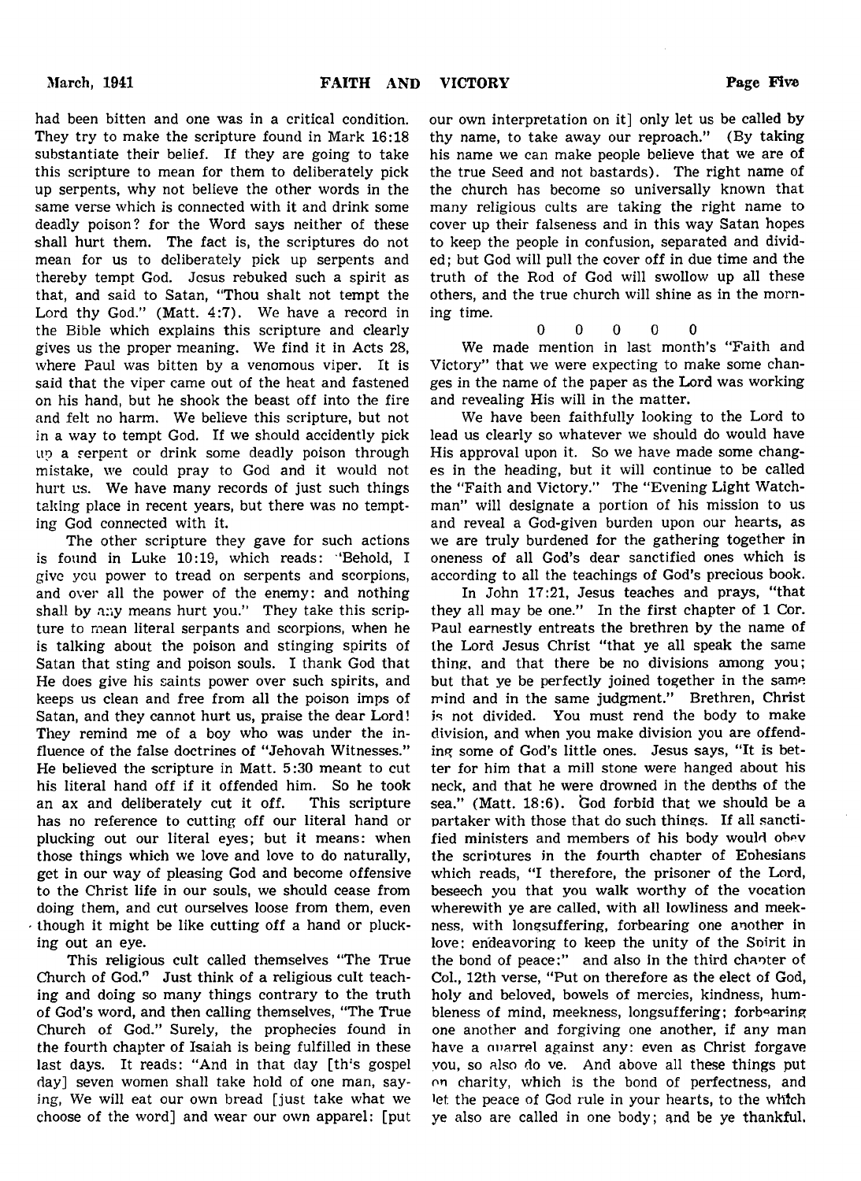had been bitten and one was in a critical condition. They try to make the scripture found in Mark 16:18 substantiate their belief. If they are going to take this scripture to mean for them to deliberately pick up serpents, why not believe the other words in the same verse which is connected with it and drink some deadly poison? for the Word says neither of these shall hurt them. The fact is, the scriptures do not mean for us to deliberately pick up serpents and thereby tempt God. Jesus rebuked such a spirit as that, and said to Satan, "Thou shalt not tempt the Lord thy God." (Matt. 4:7). We have a record in the Bible which explains this scripture and clearly gives us the proper meaning. We find it in Acts 28, where Paul was bitten by a venomous viper. It is said that the viper came out of the heat and fastened on his hand, but he shook the beast off into the fire and felt no harm. We believe this scripture, but not in a way to tempt God. If we should accidently pick up a serpent or drink some deadly poison through mistake, we could pray to God and it would not hurt us. We have many records of just such things taking place in recent years, but there was no tempting God connected with it.

The other scripture they gave for such actions is found in Luke 10:19, which reads: "Behold, I give you power to tread on serpents and scorpions, and over all the power of the enemy: and nothing shall by any means hurt you." They take this scripture to mean literal serpants and scorpions, when he is talking about the poison and stinging spirits of Satan that sting and poison souls. I thank God that He does give his saints power over such spirits, and keeps us clean and free from all the poison imps of Satan, and they cannot hurt us, praise the dear Lord! They remind me of a boy who was under the influence of the false doctrines of "Jehovah Witnesses." He believed the scripture in Matt. 5:30 meant to cut his literal hand off if it offended him. So he took an ax and deliberately cut it off. This scripture has no reference to cutting off our literal hand or plucking out our literal eyes; but it means: when those things which we love and love to do naturally, get in our way of pleasing God and become offensive to the Christ life in our souls, we should cease from doing them, and cut ourselves loose from them, even though it might be like cutting off a hand or plucking out an eye.

This religious cult called themselves "The True Church of God." Just think of a religious cult teaching and doing so many things contrary to the truth of God's word, and then calling themselves, "The True Church of God." Surely, the prophecies found in the fourth chapter of Isaiah is being fulfilled in these last days. It reads: "And in that day [this gospel day] seven women shall take hold of one man, saying, We will eat our own bread [just take what we choose of the word] and wear our own apparel: [put our own interpretation on it] only let us be called by thy name, to take away our reproach." (By taking his name we can make people believe that we are of the true Seed and not bastards). The right name of the church has become so universally known that many religious cults are taking the right name to cover up their falseness and in this way Satan hopes to keep the people in confusion, separated and divided; but God will pull the cover off in due time and the truth of the Rod of God will swollow up all these others, and the true church will shine as in the morning time.

0 0 0 0 0

We made mention in last month's "Faith and Victory" that we were expecting to make some changes in the name of the paper as the Lord was working and revealing His will in the matter.

We have been faithfully looking to the Lord to lead us clearly so whatever we should do would have His approval upon it. So we have made some changes in the heading, but it will continue to be called the "Faith and Victory." The "Evening Light Watchman" will designate a portion of his mission to us and reveal a God-given burden upon our hearts, as we are truly burdened for the gathering together in oneness of all God's dear sanctified ones which is according to all the teachings of God's precious book.

In John 17:21, Jesus teaches and prays, "that they all may be one." In the first chapter of 1 Cor. Paul earnestly entreats the brethren by the name of the Lord Jesus Christ "that ye all speak the same thing, and that there be no divisions among you; but that ye be perfectly joined together in the same mind and in the same judgment." Brethren, Christ is not divided. You must rend the body to make division, and when you make division you are offending some of God's little ones. Jesus says, "It is better for him that a mill stone were hanged about his neck, and that he were drowned in the depths of the sea." (Matt. 18:6). God forbid that we should be a partaker with those that do such things. If all sanctified ministers and members of his body would obey the scriptures in the fourth chapter of Ephesians which reads, "I therefore, the prisoner of the Lord, beseech you that you walk worthy of the vocation wherewith ye are called, with all lowliness and meekness, with longsuffering, forbearing one another in love; endeavoring to keep the unity of the Spirit in the bond of peace;" and also in the third chapter of Col., 12th verse, "Put on therefore as the elect of God, holy and beloved, bowels of mercies, kindness, humbleness of mind, meekness, longsuffering; forbearing one another and forgiving one another, if any man have a quarrel against any: even as Christ forgave you, so also do ye. And above all these things put on charity, which is the bond of perfectness, and let the peace of God rule in your hearts, to the which ye also are called in one body; and be ye thankful.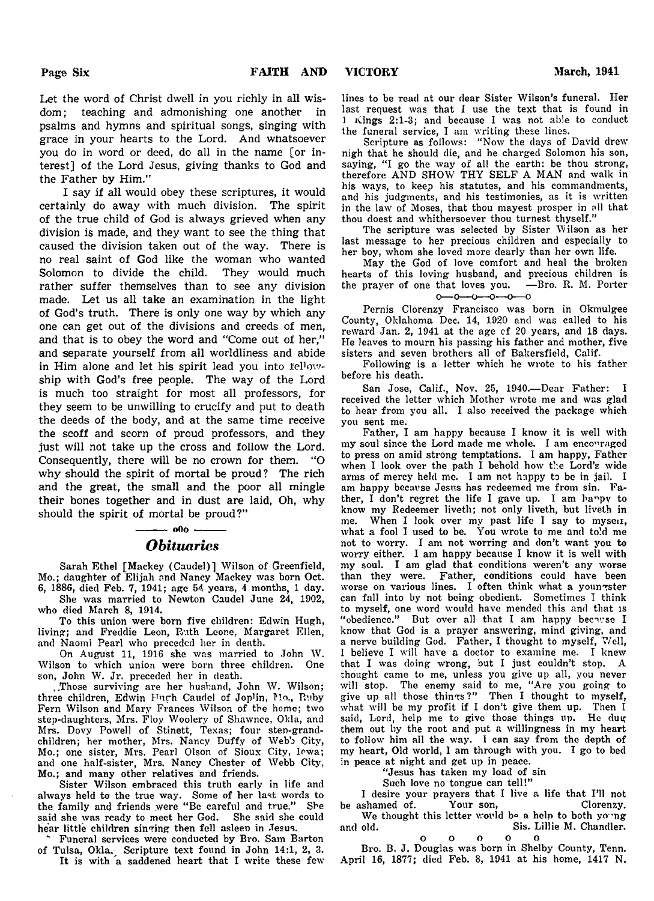Let the word of Christ dwell in you richly in all wisdom; teaching and admonishing one another in psalms and hymns and spiritual songs, singing with grace in your hearts to the Lord. And whatsoever you do in word or deed, do all in the name [or interest] of the Lord Jesus, giving thanks to God and the Father by Him."

I say if all would obey these scriptures, it would certainly do away with much division. The spirit of the true child of God is always grieved when any division is made, and they want to see the thing that caused the division taken out of the way. There is no real saint of God like the woman who wanted Solomon to divide the child. They would much rather suffer themselves than to see any division made. Let us all take an examination in the light of God's truth. There is only one way by which any one can get out of the divisions and creeds of men, and that is to obey the word and "Come out of her," and separate yourself from all worldliness and abide in Him alone and let his spirit lead you into fellowship with God's free people. The way of the Lord is much too straight for most all professors, for they seem to be unwilling to crucify and put to death the deeds of the body, and at the same time receive the scoff and scorn of proud professors, and they just will not take up the cross and follow the Lord. Consequently, there will be no crown for them. "O why should the spirit of mortal be proud? The rich and the great, the small and the poor all mingle their bones together and in dust are laid, Oh, why should the spirit of mortal be proud?"

---

## *Obituaries*

Sarah Ethel [Mackey (Caudel)] Wilson of Greenfield, Mo.; daughter of Elijah and Nancy Mackey was born Oct. 6, 1886, died Feb. 7, 1941; age 54 years, 4 months, 1 day.

She was married to Newton Caudel June 24, 1902, who died March 8, 1914.

To this union were born five children: Edwin Hugh, living; and Freddie Leon, Ruth Leone, Margaret Ellen, and Naomi Pearl who preceded her in death.

On August 11, 1916 she was married to John W. Wilson to which union were born three children. One son, John W. Jr. preceded her in death.

Those surviving are her husband, John W. Wilson; three children, Edwin Hugh Caudel of Joplin, Mo., Ruby Fern Wilson and Mary Frances Wilson of the home; two step-daughters, Mrs. Floy Woolery of Shawnee, Okla, and Mrs. Dovy Powell of Stinett, Texas; four step-grandchildren; her mother, Mrs. Nancy Duffy of Webb City, Mo.; one sister, Mrs. Pearl Olson of Sioux City, Iowa; and one half-sister, Mrs. Nancy Chester of Webb City, Mo.; and many other relatives and friends.

Sister Wilson embraced this truth early in life and always held to the true way. Some of her last words to the family and friends were "Be careful and true." She said she was ready to meet her God. She said she could hear little children singing then fell asleep in Jesus.

Funeral services were conducted by Bro. Sam Barton of Tulsa, Okla. Scripture text found in John 14:1, 2, 3.

It is with a saddened heart that I write these few lines to be read at our dear Sister Wilson's funeral. Her last request was that I use the text that is found in 1 Kings 2:1-3; and because I was not able to conduct the funeral service, I am writing these lines.

Scripture as follows: "Now the days of David drew nigh that he should die, and he charged Solomon his son, saying, "I go the way of all the earth: be thou strong, therefore AND SHOW THY SELF A MAN and walk in his ways, to keep his statutes, and his commandments, and his judgments, and his testimonies, as it is written in the law of Moses, that thou mayest prosper in all that thou doest and whithersoever thou turnest thyself."

The scripture was selected by Sister Wilson as her last message to her precious children and especially to her boy, whom she loved more dearly than her own life.

May the God of love comfort and heal the broken hearts of this loving husband, and precious children is the prayer of one that loves you. —Bro. R. M. Porter

o—o—o—o—o—o

Pernis Clorenzy Francisco was born in Okmulgee County, Oklahoma Dec. 14, 1920 and was called to his reward Jan. 2, 1941 at the age of 20 years, and 18 days. He leaves to mourn his passing his father and mother, five sisters and seven brothers all of Bakersfield, Calif.

Following is a letter which he wrote to his father before his death.

San Jose, Calif., Nov. 25, 1940.—Dear Father: I received the letter which Mother wrote me and was glad to hear from you all. I also received the package which you sent me.

Father, I am happy because I know it is well with my soul since the Lord made me whole. I am encouraged to press on amid strong temptations. I am happy, Father when I look over the path I behold how the Lord's wide arms of mercy held me. I am not happy to be in jail. I am happy because Jesus has redeemed me from sin. Father, I don't regret the life I gave up. I am happy to know my Redeemer liveth; not only liveth, but liveth in me. When I look over my past life I say to myself, what a fool I used to be. You wrote to me and told me not to worry. I am not worring and don't want you to worry either. I am happy because I know it is well with my soul. I am glad that conditions weren't any worse than they were. Father, conditions could have been worse on various lines. I often think what a youngster can fall into by not being obedient. Sometimes I think to myself, one word would have mended this and that is "obedience." But over all that I am happy because I know that God is a prayer answering, mind giving, and a nerve building God. Father, I thought to myself, Well, I believe I will have a doctor to examine me. I knew that I was doing wrong, but I just couldn't stop. A thought came to me, unless you give up all, you never will stop. The enemy said to me, "Are you going to give up all those things?" Then I thought to myself, what will be my profit if I don't give them up. Then I said, Lord, help me to give those things up. He dug them out by the root and put a willingness in my heart to follow him all the way. I can say from the depth of my heart, Old world, I am through with you. I go to bed in peace at night and get up in peace.

"Jesus has taken my load of sin
Such love no tongue can tell!"

I desire your prayers that I live a life that I'll not be ashamed of. Your son, Clorenzy.

We thought this letter would be a help to both young and old. Sis. Lillie M. Chandler.

o o o o o

Bro. B. J. Douglas was born in Shelby County, Tenn. April 16, 1877; died Feb. 8, 1941 at his home, 1417 N.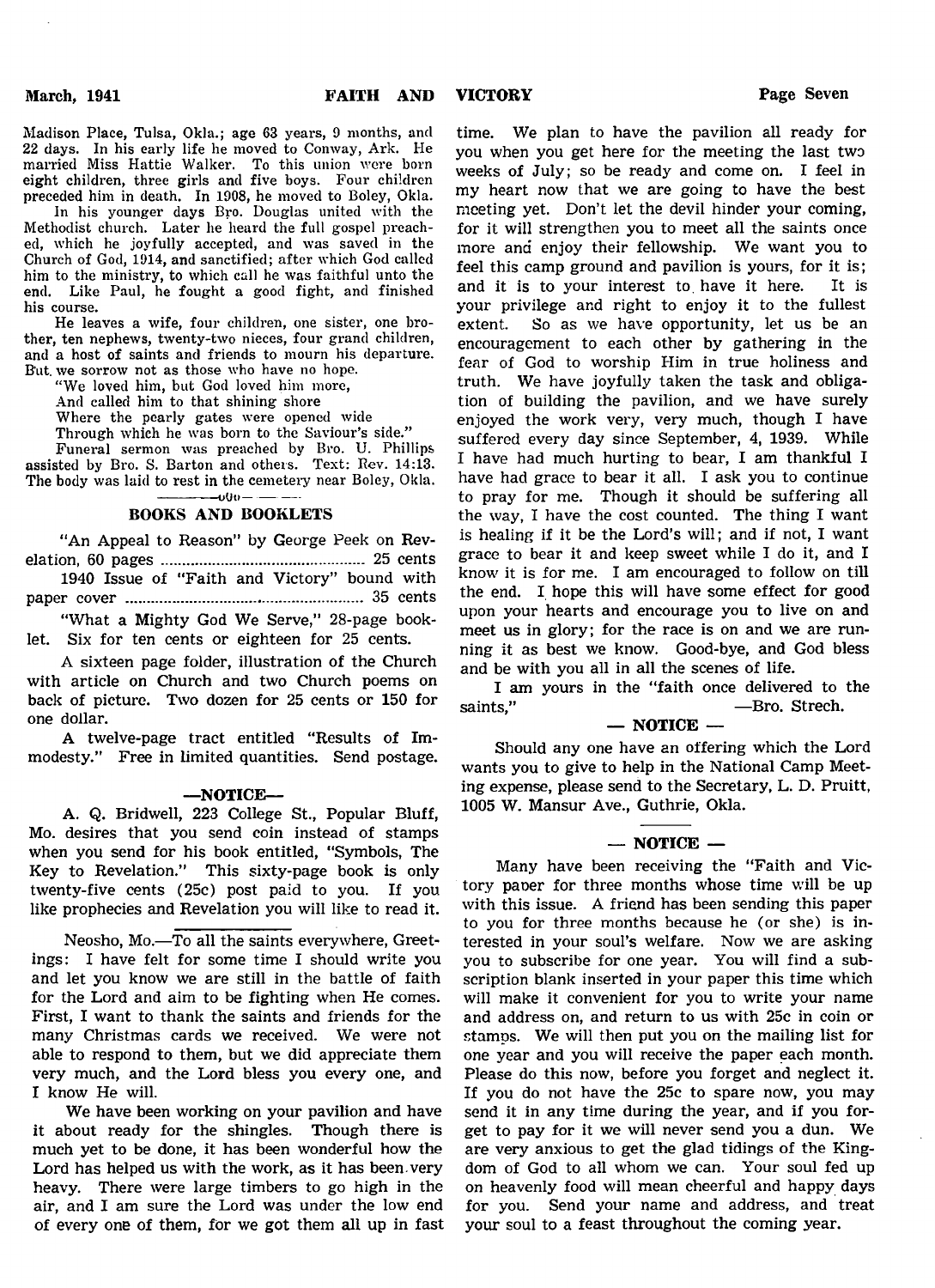Madison Place, Tulsa, Okla.; age 63 years, 9 months, and 22 days. In his early life he moved to Conway, Ark. He married Miss Hattie Walker. To this union were born eight children, three girls and five boys. Four children preceded him in death. In 1908, he moved to Boley, Okla.

In his younger days Bro. Douglas united with the Methodist church. Later he heard the full gospel preached, which he joyfully accepted, and was saved in the Church of God, 1914, and sanctified; after which God called him to the ministry, to which call he was faithful unto the end. Like Paul, he fought a good fight, and finished his course.

He leaves a wife, four children, one sister, one brother, ten nephews, twenty-two nieces, four grand children, and a host of saints and friends to mourn his departure. But we sorrow not as those who have no hope.

"We loved him, but God loved him more,
And called him to that shining shore
Where the pearly gates were opened wide
Through which he was born to the Saviour's side."

Funeral sermon was preached by Bro. U. Phillips assisted by Bro. S. Barton and others. Text: Rev. 14:13. The body was laid to rest in the cemetery near Boley, Okla.

---

## BOOKS AND BOOKLETS

"An Appeal to Reason" by George Peek on Revelation, 60 pages ........ 25 cents

1940 Issue of "Faith and Victory" bound with paper cover ........ 35 cents

"What a Mighty God We Serve," 28-page booklet. Six for ten cents or eighteen for 25 cents.

A sixteen page folder, illustration of the Church with article on Church and two Church poems on back of picture. Two dozen for 25 cents or 150 for one dollar.

A twelve-page tract entitled "Results of Immodesty." Free in limited quantities. Send postage.

## —NOTICE—

A. Q. Bridwell, 223 College St., Popular Bluff, Mo. desires that you send coin instead of stamps when you send for his book entitled, "Symbols, The Key to Revelation." This sixty-page book is only twenty-five cents (25c) post paid to you. If you like prophecies and Revelation you will like to read it.

---

Neosho, Mo.—To all the saints everywhere, Greetings: I have felt for some time I should write you and let you know we are still in the battle of faith for the Lord and aim to be fighting when He comes. First, I want to thank the saints and friends for the many Christmas cards we received. We were not able to respond to them, but we did appreciate them very much, and the Lord bless you every one, and I know He will.

We have been working on your pavilion and have it about ready for the shingles. Though there is much yet to be done, it has been wonderful how the Lord has helped us with the work, as it has been very heavy. There were large timbers to go high in the air, and I am sure the Lord was under the low end of every one of them, for we got them all up in fast time. We plan to have the pavilion all ready for you when you get here for the meeting the last two weeks of July; so be ready and come on. I feel in my heart now that we are going to have the best meeting yet. Don't let the devil hinder your coming, for it will strengthen you to meet all the saints once more and enjoy their fellowship. We want you to feel this camp ground and pavilion is yours, for it is; and it is to your interest to have it here. It is your privilege and right to enjoy it to the fullest extent. So as we have opportunity, let us be an encouragement to each other by gathering in the fear of God to worship Him in true holiness and truth. We have joyfully taken the task and obligation of building the pavilion, and we have surely enjoyed the work very, very much, though I have suffered every day since September, 4, 1939. While I have had much hurting to bear, I am thankful I have had grace to bear it all. I ask you to continue to pray for me. Though it should be suffering all the way, I have the cost counted. The thing I want is healing if it be the Lord's will; and if not, I want grace to bear it and keep sweet while I do it, and I know it is for me. I am encouraged to follow on till the end. I hope this will have some effect for good upon your hearts and encourage you to live on and meet us in glory; for the race is on and we are running it as best we know. Good-bye, and God bless and be with you all in all the scenes of life.

I am yours in the "faith once delivered to the saints," —Bro. Strech.

## — NOTICE —

Should any one have an offering which the Lord wants you to give to help in the National Camp Meeting expense, please send to the Secretary, L. D. Pruitt, 1005 W. Mansur Ave., Guthrie, Okla.

## — NOTICE —

Many have been receiving the "Faith and Victory paper for three months whose time will be up with this issue. A friend has been sending this paper to you for three months because he (or she) is interested in your soul's welfare. Now we are asking you to subscribe for one year. You will find a subscription blank inserted in your paper this time which will make it convenient for you to write your name and address on, and return to us with 25c in coin or stamps. We will then put you on the mailing list for one year and you will receive the paper each month. Please do this now, before you forget and neglect it. If you do not have the 25c to spare now, you may send it in any time during the year, and if you forget to pay for it we will never send you a dun. We are very anxious to get the glad tidings of the Kingdom of God to all whom we can. Your soul fed up on heavenly food will mean cheerful and happy days for you. Send your name and address, and treat your soul to a feast throughout the coming year.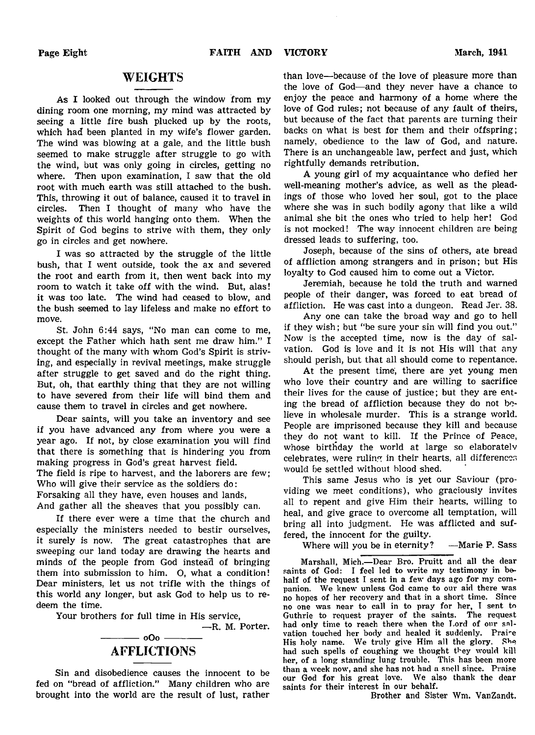## WEIGHTS

As I looked out through the window from my dining room one morning, my mind was attracted by seeing a little fire bush plucked up by the roots, which had been planted in my wife's flower garden. The wind was blowing at a gale, and the little bush seemed to make struggle after struggle to go with the wind, but was only going in circles, getting no where. Then upon examination, I saw that the old root with much earth was still attached to the bush. This, throwing it out of balance, caused it to travel in circles. Then I thought of many who have the weights of this world hanging onto them. When the Spirit of God begins to strive with them, they only go in circles and get nowhere.

I was so attracted by the struggle of the little bush, that I went outside, took the ax and severed the root and earth from it, then went back into my room to watch it take off with the wind. But, alas! it was too late. The wind had ceased to blow, and the bush seemed to lay lifeless and make no effort to move.

St. John 6:44 says, "No man can come to me, except the Father which hath sent me draw him." I thought of the many with whom God's Spirit is striving, and especially in revival meetings, make struggle after struggle to get saved and do the right thing. But, oh, that earthly thing that they are not willing to have severed from their life will bind them and cause them to travel in circles and get nowhere.

Dear saints, will you take an inventory and see if you have advanced any from where you were a year ago. If not, by close examination you will find that there is something that is hindering you from making progress in God's great harvest field.

The field is ripe to harvest, and the laborers are few;
Who will give their service as the soldiers do:
Forsaking all they have, even houses and lands,
And gather all the sheaves that you possibly can.

If there ever were a time that the church and especially the ministers needed to bestir ourselves, it surely is now. The great catastrophes that are sweeping our land today are drawing the hearts and minds of the people from God instead of bringing them into submission to him. O, what a condition! Dear ministers, let us not trifle with the things of this world any longer, but ask God to help us to redeem the time.

Your brothers for full time in His service,

—R. M. Porter.

oOo

## AFFLICTIONS

Sin and disobedience causes the innocent to be fed on "bread of affliction." Many children who are brought into the world are the result of lust, rather than love—because of the love of pleasure more than the love of God—and they never have a chance to enjoy the peace and harmony of a home where the love of God rules; not because of any fault of theirs, but because of the fact that parents are turning their backs on what is best for them and their offspring; namely, obedience to the law of God, and nature. There is an unchangeable law, perfect and just, which rightfully demands retribution.

A young girl of my acquaintance who defied her well-meaning mother's advice, as well as the pleadings of those who loved her soul, got to the place where she was in such bodily agony that like a wild animal she bit the ones who tried to help her! God is not mocked! The way innocent children are being dressed leads to suffering, too.

Joseph, because of the sins of others, ate bread of affliction among strangers and in prison; but His loyalty to God caused him to come out a Victor.

Jeremiah, because he told the truth and warned people of their danger, was forced to eat bread of affliction. He was cast into a dungeon. Read Jer. 38.

Any one can take the broad way and go to hell if they wish; but "be sure your sin will find you out." Now is the accepted time, now is the day of salvation. God is love and it is not His will that any should perish, but that all should come to repentance.

At the present time, there are yet young men who love their country and are willing to sacrifice their lives for the cause of justice; but they are eating the bread of affliction because they do not believe in wholesale murder. This is a strange world. People are imprisoned because they kill and because they do not want to kill. If the Prince of Peace, whose birthday the world at large so elaborately celebrates, were ruling in their hearts, all differences would be settled without blood shed.

This same Jesus who is yet our Saviour (providing we meet conditions), who graciously invites all to repent and give Him their hearts, willing to heal, and give grace to overcome all temptation, will bring all into judgment. He was afflicted and suffered, the innocent for the guilty.

Where will you be in eternity? —Marie P. Sass

---

Marshall, Mich.—Dear Bro. Pruitt and all the dear saints of God: I feel led to write my testimony in behalf of the request I sent in a few days ago for my companion. We knew unless God came to our aid there was no hopes of her recovery and that in a short time. Since no one was near to call in to pray for her, I sent to Guthrie to request prayer of the saints. The request had only time to reach there when the Lord of our salvation touched her body and healed it suddenly. Praise His holy name. We truly give Him all the glory. She had such spells of coughing we thought they would kill her, of a long standing lung trouble. This has been more than a week now, and she has not had a spell since. Praise our God for his great love. We also thank the dear saints for their interest in our behalf.

Brother and Sister Wm. VanZandt.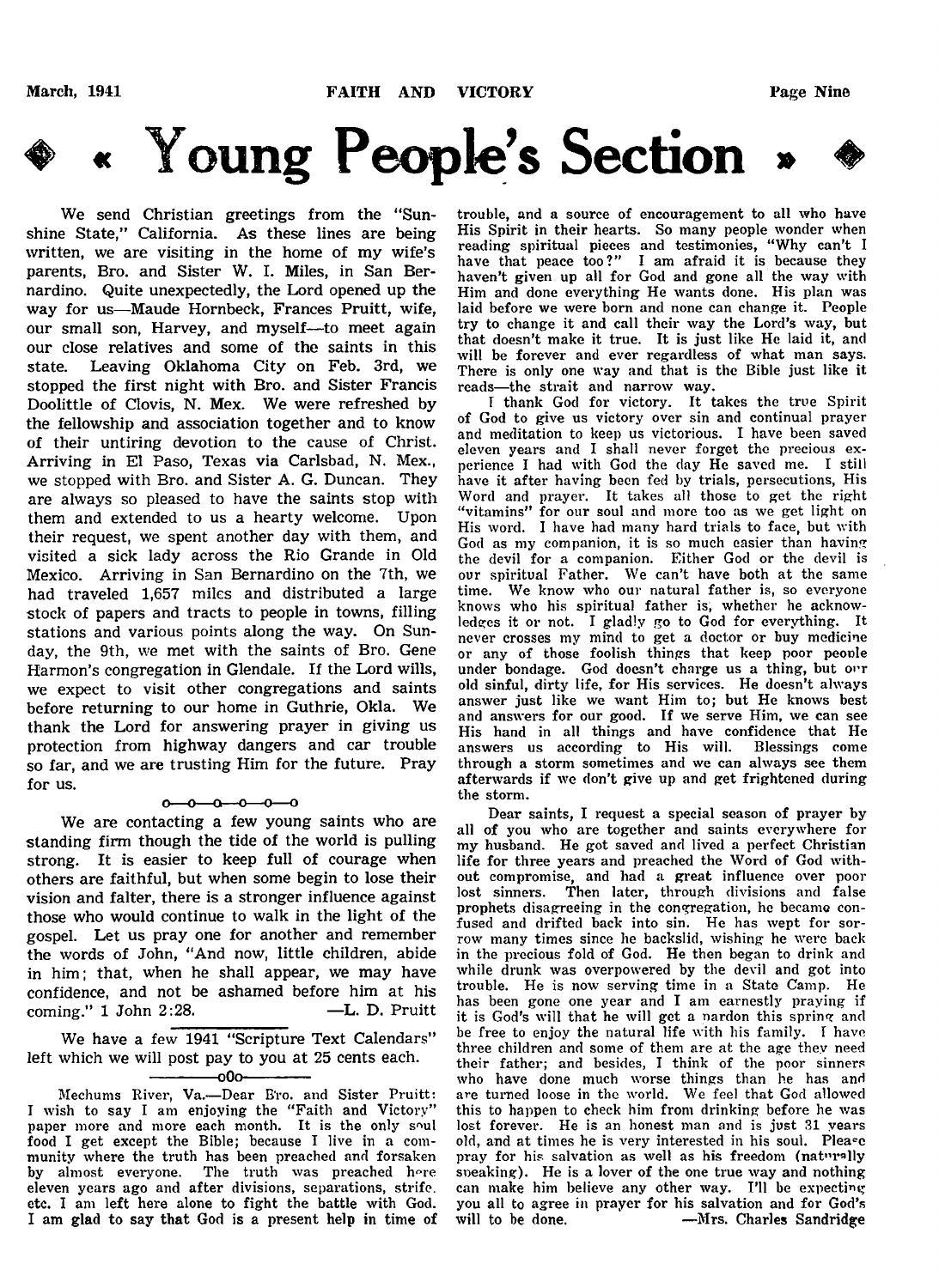# « Young People's Section »

We send Christian greetings from the "Sunshine State," California. As these lines are being written, we are visiting in the home of my wife's parents, Bro. and Sister W. I. Miles, in San Bernardino. Quite unexpectedly, the Lord opened up the way for us—Maude Hornbeck, Frances Pruitt, wife, our small son, Harvey, and myself—to meet again our close relatives and some of the saints in this state. Leaving Oklahoma City on Feb. 3rd, we stopped the first night with Bro. and Sister Francis Doolittle of Clovis, N. Mex. We were refreshed by the fellowship and association together and to know of their untiring devotion to the cause of Christ. Arriving in El Paso, Texas via Carlsbad, N. Mex., we stopped with Bro. and Sister A. G. Duncan. They are always so pleased to have the saints stop with them and extended to us a hearty welcome. Upon their request, we spent another day with them, and visited a sick lady across the Rio Grande in Old Mexico. Arriving in San Bernardino on the 7th, we had traveled 1,657 miles and distributed a large stock of papers and tracts to people in towns, filling stations and various points along the way. On Sunday, the 9th, we met with the saints of Bro. Gene Harmon's congregation in Glendale. If the Lord wills, we expect to visit other congregations and saints before returning to our home in Guthrie, Okla. We thank the Lord for answering prayer in giving us protection from highway dangers and car trouble so far, and we are trusting Him for the future. Pray for us.

o—o—o—o—o—o

We are contacting a few young saints who are standing firm though the tide of the world is pulling strong. It is easier to keep full of courage when others are faithful, but when some begin to lose their vision and falter, there is a stronger influence against those who would continue to walk in the light of the gospel. Let us pray one for another and remember the words of John, "And now, little children, abide in him; that, when he shall appear, we may have confidence, and not be ashamed before him at his coming." 1 John 2:28. —L. D. Pruitt

---

We have a few 1941 "Scripture Text Calendars" left which we will post pay to you at 25 cents each.

—oOo—

Mechums River, Va.—Dear Bro. and Sister Pruitt: I wish to say I am enjoying the "Faith and Victory" paper more and more each month. It is the only soul food I get except the Bible; because I live in a community where the truth has been preached and forsaken by almost everyone. The truth was preached here eleven years ago and after divisions, separations, strife, etc. I am left here alone to fight the battle with God. I am glad to say that God is a present help in time of trouble, and a source of encouragement to all who have His Spirit in their hearts. So many people wonder when reading spiritual pieces and testimonies, "Why can't I have that peace too?" I am afraid it is because they haven't given up all for God and gone all the way with Him and done everything He wants done. His plan was laid before we were born and none can change it. People try to change it and call their way the Lord's way, but that doesn't make it true. It is just like He laid it, and will be forever and ever regardless of what man says. There is only one way and that is the Bible just like it reads—the strait and narrow way.

I thank God for victory. It takes the true Spirit of God to give us victory over sin and continual prayer and meditation to keep us victorious. I have been saved eleven years and I shall never forget the precious experience I had with God the day He saved me. I still have it after having been fed by trials, persecutions, His Word and prayer. It takes all those to get the right "vitamins" for our soul and more too as we get light on His word. I have had many hard trials to face, but with God as my companion, it is so much easier than having the devil for a companion. Either God or the devil is our spiritual Father. We can't have both at the same time. We know who our natural father is, so everyone knows who his spiritual father is, whether he acknowledges it or not. I gladly go to God for everything. It never crosses my mind to get a doctor or buy medicine or any of those foolish things that keep poor people under bondage. God doesn't charge us a thing, but our old sinful, dirty life, for His services. He doesn't always answer just like we want Him to; but He knows best and answers for our good. If we serve Him, we can see His hand in all things and have confidence that He answers us according to His will. Blessings come through a storm sometimes and we can always see them afterwards if we don't give up and get frightened during the storm.

Dear saints, I request a special season of prayer by all of you who are together and saints everywhere for my husband. He got saved and lived a perfect Christian life for three years and preached the Word of God without compromise, and had a great influence over poor lost sinners. Then later, through divisions and false prophets disagreeing in the congregation, he became confused and drifted back into sin. He has wept for sorrow many times since he backslid, wishing he were back in the precious fold of God. He then began to drink and while drunk was overpowered by the devil and got into trouble. He is now serving time in a State Camp. He has been gone one year and I am earnestly praying if it is God's will that he will get a pardon this spring and be free to enjoy the natural life with his family. I have three children and some of them are at the age they need their father; and besides, I think of the poor sinners who have done much worse things than he has and are turned loose in the world. We feel that God allowed this to happen to check him from drinking before he was lost forever. He is an honest man and is just 31 years old, and at times he is very interested in his soul. Please pray for his salvation as well as his freedom (naturally speaking). He is a lover of the one true way and nothing can make him believe any other way. I'll be expecting you all to agree in prayer for his salvation and for God's will to be done. —Mrs. Charles Sandridge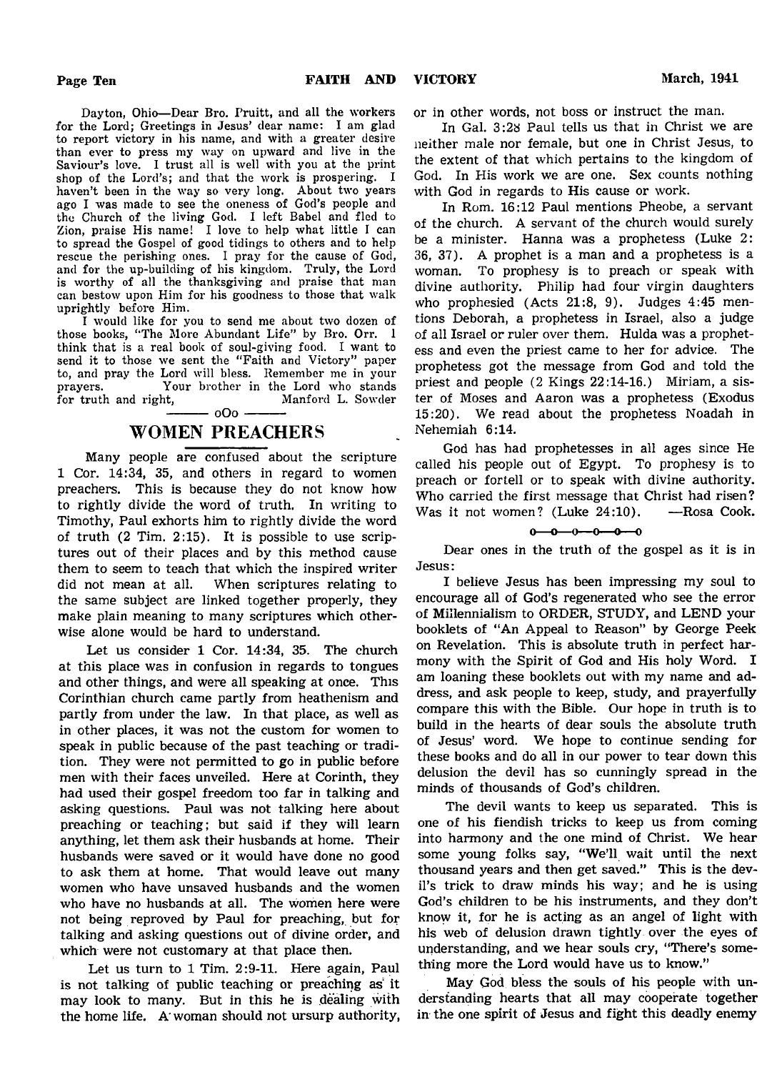Dayton, Ohio—Dear Bro. Pruitt, and all the workers for the Lord; Greetings in Jesus' dear name: I am glad to report victory in his name, and with a greater desire than ever to press my way on upward and live in the Saviour's love. I trust all is well with you at the print shop of the Lord's; and that the work is prospering. I haven't been in the way so very long. About two years ago I was made to see the oneness of God's people and the Church of the living God. I left Babel and fled to Zion, praise His name! I love to help what little I can to spread the Gospel of good tidings to others and to help rescue the perishing ones. I pray for the cause of God, and for the up-building of his kingdom. Truly, the Lord is worthy of all the thanksgiving and praise that man can bestow upon Him for his goodness to those that walk uprightly before Him.

I would like for you to send me about two dozen of those books, "The More Abundant Life" by Bro. Orr. I think that is a real book of soul-giving food. I want to send it to those we sent the "Faith and Victory" paper to, and pray the Lord will bless. Remember me in your prayers. Your brother in the Lord who stands for truth and right, Manford L. Sowder

——— oOo ———

## WOMEN PREACHERS

Many people are confused about the scripture 1 Cor. 14:34, 35, and others in regard to women preachers. This is because they do not know how to rightly divide the word of truth. In writing to Timothy, Paul exhorts him to rightly divide the word of truth (2 Tim. 2:15). It is possible to use scriptures out of their places and by this method cause them to seem to teach that which the inspired writer did not mean at all. When scriptures relating to the same subject are linked together properly, they make plain meaning to many scriptures which otherwise alone would be hard to understand.

Let us consider 1 Cor. 14:34, 35. The church at this place was in confusion in regards to tongues and other things, and were all speaking at once. This Corinthian church came partly from heathenism and partly from under the law. In that place, as well as in other places, it was not the custom for women to speak in public because of the past teaching or tradition. They were not permitted to go in public before men with their faces unveiled. Here at Corinth, they had used their gospel freedom too far in talking and asking questions. Paul was not talking here about preaching or teaching; but said if they will learn anything, let them ask their husbands at home. Their husbands were saved or it would have done no good to ask them at home. That would leave out many women who have unsaved husbands and the women who have no husbands at all. The women here were not being reproved by Paul for preaching, but for talking and asking questions out of divine order, and which were not customary at that place then.

Let us turn to 1 Tim. 2:9-11. Here again, Paul is not talking of public teaching or preaching as it may look to many. But in this he is dealing with the home life. A woman should not ursurp authority, or in other words, not boss or instruct the man.

In Gal. 3:28 Paul tells us that in Christ we are neither male nor female, but one in Christ Jesus, to the extent of that which pertains to the kingdom of God. In His work we are one. Sex counts nothing with God in regards to His cause or work.

In Rom. 16:12 Paul mentions Pheobe, a servant of the church. A servant of the church would surely be a minister. Hanna was a prophetess (Luke 2: 36, 37). A prophet is a man and a prophetess is a woman. To prophesy is to preach or speak with divine authority. Philip had four virgin daughters who prophesied (Acts 21:8, 9). Judges 4:45 mentions Deborah, a prophetess in Israel, also a judge of all Israel or ruler over them. Hulda was a prophetess and even the priest came to her for advice. The prophetess got the message from God and told the priest and people (2 Kings 22:14-16.) Miriam, a sister of Moses and Aaron was a prophetess (Exodus 15:20). We read about the prophetess Noadah in Nehemiah 6:14.

God has had prophetesses in all ages since He called his people out of Egypt. To prophesy is to preach or fortell or to speak with divine authority. Who carried the first message that Christ had risen? Was it not women? (Luke 24:10). —Rosa Cook.

o—o—o—o—o—o

Dear ones in the truth of the gospel as it is in Jesus:

I believe Jesus has been impressing my soul to encourage all of God's regenerated who see the error of Millennialism to ORDER, STUDY, and LEND your booklets of "An Appeal to Reason" by George Peek on Revelation. This is absolute truth in perfect harmony with the Spirit of God and His holy Word. I am loaning these booklets out with my name and address, and ask people to keep, study, and prayerfully compare this with the Bible. Our hope in truth is to build in the hearts of dear souls the absolute truth of Jesus' word. We hope to continue sending for these books and do all in our power to tear down this delusion the devil has so cunningly spread in the minds of thousands of God's children.

The devil wants to keep us separated. This is one of his fiendish tricks to keep us from coming into harmony and the one mind of Christ. We hear some young folks say, "We'll wait until the next thousand years and then get saved." This is the devil's trick to draw minds his way; and he is using God's children to be his instruments, and they don't know it, for he is acting as an angel of light with his web of delusion drawn tightly over the eyes of understanding, and we hear souls cry, "There's something more the Lord would have us to know."

May God bless the souls of his people with understanding hearts that all may cooperate together in the one spirit of Jesus and fight this deadly enemy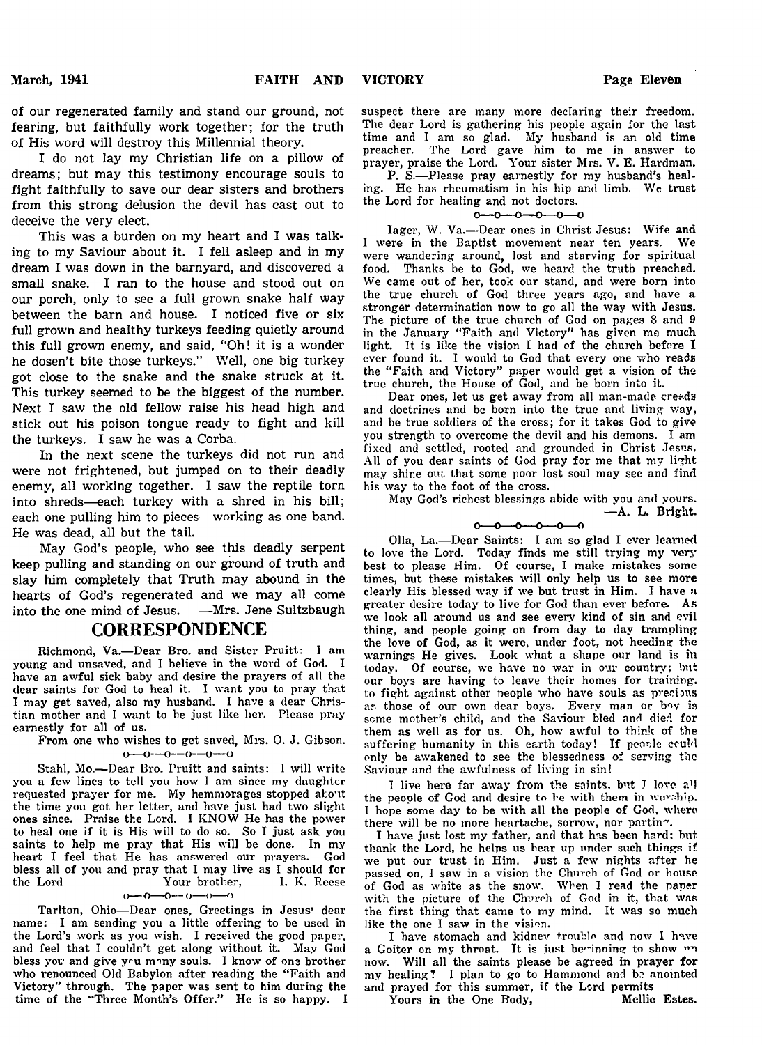of our regenerated family and stand our ground, not fearing, but faithfully work together; for the truth of His word will destroy this Millennial theory.

I do not lay my Christian life on a pillow of dreams; but may this testimony encourage souls to fight faithfully to save our dear sisters and brothers from this strong delusion the devil has cast out to deceive the very elect.

This was a burden on my heart and I was talking to my Saviour about it. I fell asleep and in my dream I was down in the barnyard, and discovered a small snake. I ran to the house and stood out on our porch, only to see a full grown snake half way between the barn and house. I noticed five or six full grown and healthy turkeys feeding quietly around this full grown enemy, and said, "Oh! it is a wonder he dosen't bite those turkeys." Well, one big turkey got close to the snake and the snake struck at it. This turkey seemed to be the biggest of the number. Next I saw the old fellow raise his head high and stick out his poison tongue ready to fight and kill the turkeys. I saw he was a Corba.

In the next scene the turkeys did not run and were not frightened, but jumped on to their deadly enemy, all working together. I saw the reptile torn into shreds—each turkey with a shred in his bill; each one pulling him to pieces—working as one band. He was dead, all but the tail.

May God's people, who see this deadly serpent keep pulling and standing on our ground of truth and slay him completely that Truth may abound in the hearts of God's regenerated and we may all come into the one mind of Jesus. —Mrs. Jene Sultzbaugh

## CORRESPONDENCE

Richmond, Va.—Dear Bro. and Sister Pruitt: I am young and unsaved, and I believe in the word of God. I have an awful sick baby and desire the prayers of all the dear saints for God to heal it. I want you to pray that I may get saved, also my husband. I have a dear Christian mother and I want to be just like her. Please pray earnestly for all of us.

From one who wishes to get saved, Mrs. O. J. Gibson.

o—o—o—o—o—o

Stahl, Mo.—Dear Bro. Pruitt and saints: I will write you a few lines to tell you how I am since my daughter requested prayer for me. My hemmorages stopped about the time you got her letter, and have just had two slight ones since. Praise the Lord. I KNOW He has the power to heal one if it is His will to do so. So I just ask you saints to help me pray that His will be done. In my heart I feel that He has answered our prayers. God bless all of you and pray that I may live as I should for the Lord Your brother, I. K. Reese

o—o—o—o—o—o

Tarlton, Ohio—Dear ones, Greetings in Jesus' dear name: I am sending you a little offering to be used in the Lord's work as you wish. I received the good paper, and feel that I couldn't get along without it. May God bless you and give you many souls. I know of one brother who renounced Old Babylon after reading the "Faith and Victory" through. The paper was sent to him during the time of the "Three Month's Offer." He is so happy. I suspect there are many more declaring their freedom. The dear Lord is gathering his people again for the last time and I am so glad. My husband is an old time preacher. The Lord gave him to me in answer to prayer, praise the Lord. Your sister Mrs. V. E. Hardman.

P. S.—Please pray earnestly for my husband's healing. He has rheumatism in his hip and limb. We trust the Lord for healing and not doctors.

o—o—o—o—o—o

Iager, W. Va.—Dear ones in Christ Jesus: Wife and I were in the Baptist movement near ten years. We were wandering around, lost and starving for spiritual food. Thanks be to God, we heard the truth preached. We came out of her, took our stand, and were born into the true church of God three years ago, and have a stronger determination now to go all the way with Jesus. The picture of the true church of God on pages 8 and 9 in the January "Faith and Victory" has given me much light. It is like the vision I had of the church before I ever found it. I would to God that every one who reads the "Faith and Victory" paper would get a vision of the true church, the House of God, and be born into it.

Dear ones, let us get away from all man-made creeds and doctrines and be born into the true and living way, and be true soldiers of the cross; for it takes God to give you strength to overcome the devil and his demons. I am fixed and settled, rooted and grounded in Christ Jesus. All of you dear saints of God pray for me that my light may shine out that some poor lost soul may see and find his way to the foot of the cross.

May God's richest blessings abide with you and yours.
—A. L. Bright.

o—o—o—o—o—o

Olla, La.—Dear Saints: I am so glad I ever learned to love the Lord. Today finds me still trying my very best to please Him. Of course, I make mistakes some times, but these mistakes will only help us to see more clearly His blessed way if we but trust in Him. I have a greater desire today to live for God than ever before. As we look all around us and see every kind of sin and evil thing, and people going on from day to day trampling the love of God, as it were, under foot, not heeding the warnings He gives. Look what a shape our land is in today. Of course, we have no war in our country; but our boys are having to leave their homes for training, to fight against other people who have souls as precious as those of our own dear boys. Every man or boy is some mother's child, and the Saviour bled and died for them as well as for us. Oh, how awful to think of the suffering humanity in this earth today! If people could only be awakened to see the blessedness of serving the Saviour and the awfulness of living in sin!

I live here far away from the saints, but I love all the people of God and desire to be with them in worship. I hope some day to be with all the people of God, where there will be no more heartache, sorrow, nor parting.

I have just lost my father, and that has been hard; but thank the Lord, he helps us bear up under such things if we put our trust in Him. Just a few nights after he passed on, I saw in a vision the Church of God or house of God as white as the snow. When I read the paper with the picture of the Church of God in it, that was the first thing that came to my mind. It was so much like the one I saw in the vision.

I have stomach and kidney trouble and now I have a Goiter on my throat. It is just beginning to show on now. Will all the saints please be agreed in prayer for my healing? I plan to go to Hammond and be anointed and prayed for this summer, if the Lord permits

Yours in the One Body, Mellie Estes.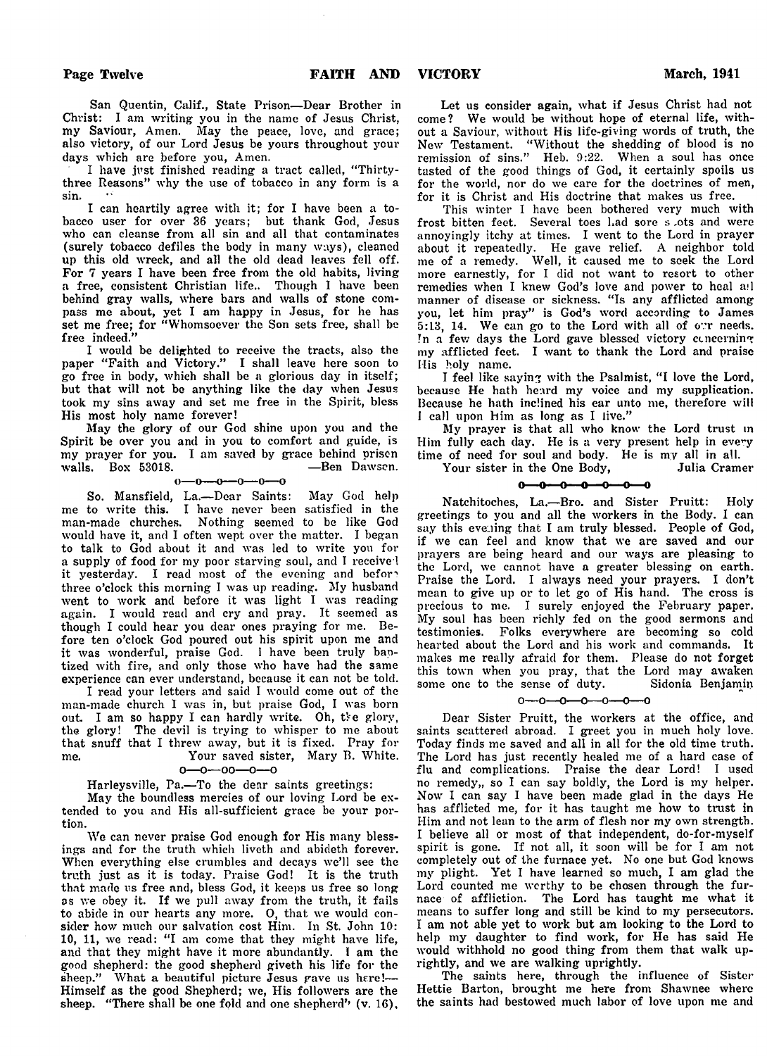San Quentin, Calif., State Prison—Dear Brother in Christ: I am writing you in the name of Jesus Christ, my Saviour, Amen. May the peace, love, and grace; also victory, of our Lord Jesus be yours throughout your days which are before you, Amen.

I have just finished reading a tract called, "Thirty-three Reasons" why the use of tobacco in any form is a sin.

I can heartily agree with it; for I have been a tobacco user for over 36 years; but thank God, Jesus who can cleanse from all sin and all that contaminates (surely tobacco defiles the body in many ways), cleaned up this old wreck, and all the old dead leaves fell off. For 7 years I have been free from the old habits, living a free, consistent Christian life.. Though I have been behind gray walls, where bars and walls of stone compass me about, yet I am happy in Jesus, for he has set me free; for "Whomsoever the Son sets free, shall be free indeed."

I would be delighted to receive the tracts, also the paper "Faith and Victory." I shall leave here soon to go free in body, which shall be a glorious day in itself; but that will not be anything like the day when Jesus took my sins away and set me free in the Spirit, bless His most holy name forever!

May the glory of our God shine upon you and the Spirit be over you and in you to comfort and guide, is my prayer for you. I am saved by grace behind prison walls. Box 53018. —Ben Dawson.

o—o—o—o—o—o

So. Mansfield, La.—Dear Saints: May God help me to write this. I have never been satisfied in the man-made churches. Nothing seemed to be like God would have it, and I often wept over the matter. I began to talk to God about it and was led to write you for a supply of food for my poor starving soul, and I received it yesterday. I read most of the evening and before three o'clock this morning I was up reading. My husband went to work and before it was light I was reading again. I would read and cry and pray. It seemed as though I could hear you dear ones praying for me. Before ten o'clock God poured out his spirit upon me and it was wonderful, praise God. I have been truly baptized with fire, and only those who have had the same experience can ever understand, because it can not be told.

I read your letters and said I would come out of the man-made church I was in, but praise God, I was born out. I am so happy I can hardly write. Oh, the glory, the glory! The devil is trying to whisper to me about that snuff that I threw away, but it is fixed. Pray for me. Your saved sister, Mary B. White.

o—o—oo—o—o

Harleysville, Pa.—To the dear saints greetings:

May the boundless mercies of our loving Lord be extended to you and His all-sufficient grace be your portion.

We can never praise God enough for His many blessings and for the truth which liveth and abideth forever. When everything else crumbles and decays we'll see the truth just as it is today. Praise God! It is the truth that made us free and, bless God, it keeps us free so long as we obey it. If we pull away from the truth, it fails to abide in our hearts any more. O, that we would consider how much our salvation cost Him. In St. John 10: 10, 11, we read: "I am come that they might have life, and that they might have it more abundantly. I am the good shepherd: the good shepherd giveth his life for the sheep." What a beautiful picture Jesus gave us here!—Himself as the good Shepherd; we, His followers are the sheep. "There shall be one fold and one shepherd" (v. 16).

Let us consider again, what if Jesus Christ had not come? We would be without hope of eternal life, without a Saviour, without His life-giving words of truth, the New Testament. "Without the shedding of blood is no remission of sins." Heb. 9:22. When a soul has once tasted of the good things of God, it certainly spoils us for the world, nor do we care for the doctrines of men, for it is Christ and His doctrine that makes us free.

This winter I have been bothered very much with frost bitten feet. Several toes had sore spots and were annoyingly itchy at times. I went to the Lord in prayer about it repeatedly. He gave relief. A neighbor told me of a remedy. Well, it caused me to seek the Lord more earnestly, for I did not want to resort to other remedies when I knew God's love and power to heal all manner of disease or sickness. "Is any afflicted among you, let him pray" is God's word according to James 5:13, 14. We can go to the Lord with all of our needs. In a few days the Lord gave blessed victory concerning my afflicted feet. I want to thank the Lord and praise His holy name.

I feel like saying with the Psalmist, "I love the Lord, because He hath heard my voice and my supplication. Because he hath inclined his ear unto me, therefore will I call upon Him as long as I live."

My prayer is that all who know the Lord trust in Him fully each day. He is a very present help in every time of need for soul and body. He is my all in all.

Your sister in the One Body, Julia Cramer

o—o—o—o—o—o—o

Natchitoches, La.—Bro. and Sister Pruitt: Holy greetings to you and all the workers in the Body. I can say this evening that I am truly blessed. People of God, if we can feel and know that we are saved and our prayers are being heard and our ways are pleasing to the Lord, we cannot have a greater blessing on earth. Praise the Lord. I always need your prayers. I don't mean to give up or to let go of His hand. The cross is precious to me. I surely enjoyed the February paper. My soul has been richly fed on the good sermons and testimonies. Folks everywhere are becoming so cold hearted about the Lord and his work and commands. It makes me really afraid for them. Please do not forget this town when you pray, that the Lord may awaken some one to the sense of duty. Sidonia Benjamin

o—o—o—o—o—o—o

Dear Sister Pruitt, the workers at the office, and saints scattered abroad. I greet you in much holy love. Today finds me saved and all in all for the old time truth. The Lord has just recently healed me of a hard case of flu and complications. Praise the dear Lord! I used no remedy,, so I can say boldly, the Lord is my helper. Now I can say I have been made glad in the days He has afflicted me, for it has taught me how to trust in Him and not lean to the arm of flesh nor my own strength. I believe all or most of that independent, do-for-myself spirit is gone. If not all, it soon will be for I am not completely out of the furnace yet. No one but God knows my plight. Yet I have learned so much, I am glad the Lord counted me worthy to be chosen through the furnace of affliction. The Lord has taught me what it means to suffer long and still be kind to my persecutors. I am not able yet to work but am looking to the Lord to help my daughter to find work, for He has said He would withhold no good thing from them that walk uprightly, and we are walking uprightly.

The saints here, through the influence of Sister Hettie Barton, brought me here from Shawnee where the saints had bestowed much labor of love upon me and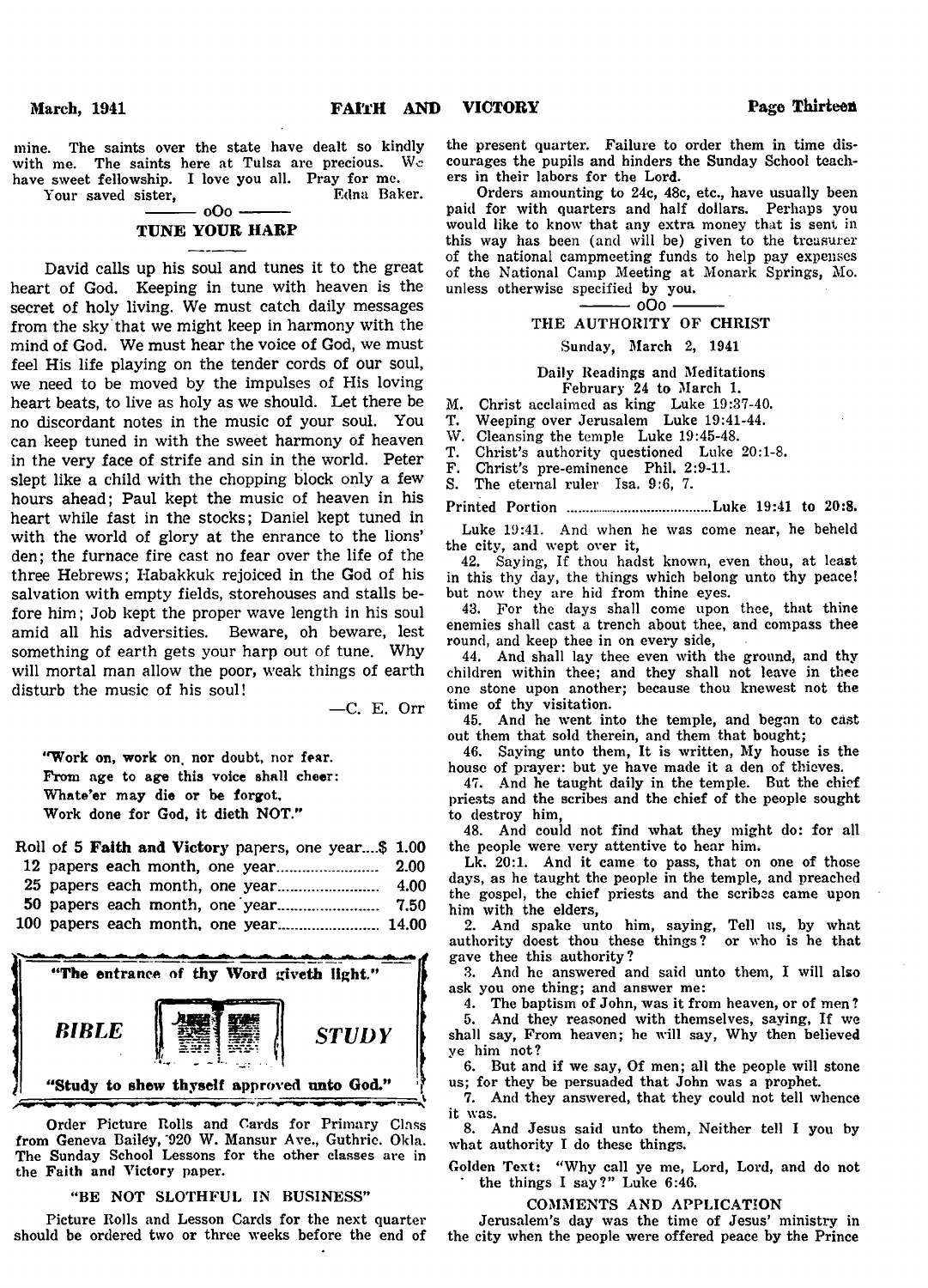mine. The saints over the state have dealt so kindly with me. The saints here at Tulsa are precious. We have sweet fellowship. I love you all. Pray for me.

Your saved sister, Edna Baker.

oOo

## TUNE YOUR HARP

David calls up his soul and tunes it to the great heart of God. Keeping in tune with heaven is the secret of holy living. We must catch daily messages from the sky that we might keep in harmony with the mind of God. We must hear the voice of God, we must feel His life playing on the tender cords of our soul, we need to be moved by the impulses of His loving heart beats, to live as holy as we should. Let there be no discordant notes in the music of your soul. You can keep tuned in with the sweet harmony of heaven in the very face of strife and sin in the world. Peter slept like a child with the chopping block only a few hours ahead; Paul kept the music of heaven in his heart while fast in the stocks; Daniel kept tuned in with the world of glory at the enrance to the lions' den; the furnace fire cast no fear over the life of the three Hebrews; Habakkuk rejoiced in the God of his salvation with empty fields, storehouses and stalls before him; Job kept the proper wave length in his soul amid all his adversities. Beware, oh beware, lest something of earth gets your harp out of tune. Why will mortal man allow the poor, weak things of earth disturb the music of his soul!

—C. E. Orr

"Work on, work on, nor doubt, nor fear.
From age to age this voice shall cheer:
Whate'er may die or be forgot,
Work done for God, it dieth NOT."

| | |
|---|---|
| Roll of 5 **Faith and Victory** papers, one year | $ 1.00 |
| 12 papers each month, one year | 2.00 |
| 25 papers each month, one year | 4.00 |
| 50 papers each month, one year | 7.50 |
| 100 papers each month, one year | 14.00 |

"The entrance of thy Word giveth light."

***BIBLE STUDY***

"Study to shew thyself approved unto God."

Order Picture Rolls and Cards for Primary Class from Geneva Bailey, 920 W. Mansur Ave., Guthrie. Okla. The Sunday School Lessons for the other classes are in the Faith and Victory paper.

### "BE NOT SLOTHFUL IN BUSINESS"

Picture Rolls and Lesson Cards for the next quarter should be ordered two or three weeks before the end of the present quarter. Failure to order them in time discourages the pupils and hinders the Sunday School teachers in their labors for the Lord.

Orders amounting to 24c, 48c, etc., have usually been paid for with quarters and half dollars. Perhaps you would like to know that any extra money that is sent in this way has been (and will be) given to the treasurer of the national campmeeting funds to help pay expenses of the National Camp Meeting at Monark Springs, Mo. unless otherwise specified by you.

oOo

## THE AUTHORITY OF CHRIST

Sunday, March 2, 1941

Daily Readings and Meditations
February 24 to March 1.

M. Christ acclaimed as king Luke 19:37-40.
T. Weeping over Jerusalem Luke 19:41-44.
W. Cleansing the temple Luke 19:45-48.
T. Christ's authority questioned Luke 20:1-8.
F. Christ's pre-eminence Phil. 2:9-11.
S. The eternal ruler Isa. 9:6, 7.

Printed Portion ............................Luke 19:41 to 20:8.

Luke 19:41. And when he was come near, he beheld the city, and wept over it,

42. Saying, If thou hadst known, even thou, at least in this thy day, the things which belong unto thy peace! but now they are hid from thine eyes.

43. For the days shall come upon thee, that thine enemies shall cast a trench about thee, and compass thee round, and keep thee in on every side,

44. And shall lay thee even with the ground, and thy children within thee; and they shall not leave in thee one stone upon another; because thou knewest not the time of thy visitation.

45. And he went into the temple, and began to cast out them that sold therein, and them that bought;

46. Saying unto them, It is written, My house is the house of prayer: but ye have made it a den of thieves.

47. And he taught daily in the temple. But the chief priests and the scribes and the chief of the people sought to destroy him,

48. And could not find what they might do: for all the people were very attentive to hear him.

Lk. 20:1. And it came to pass, that on one of those days, as he taught the people in the temple, and preached the gospel, the chief priests and the scribes came upon him with the elders,

2. And spake unto him, saying, Tell us, by what authority doest thou these things? or who is he that gave thee this authority?

3. And he answered and said unto them, I will also ask you one thing; and answer me:

4. The baptism of John, was it from heaven, or of men?

5. And they reasoned with themselves, saying, If we shall say, From heaven; he will say, Why then believed ye him not?

6. But and if we say, Of men; all the people will stone us; for they be persuaded that John was a prophet.

7. And they answered, that they could not tell whence it was.

8. And Jesus said unto them, Neither tell I you by what authority I do these things.

Golden Text: "Why call ye me, Lord, Lord, and do not the things I say?" Luke 6:46.

### COMMENTS AND APPLICATION

Jerusalem's day was the time of Jesus' ministry in the city when the people were offered peace by the Prince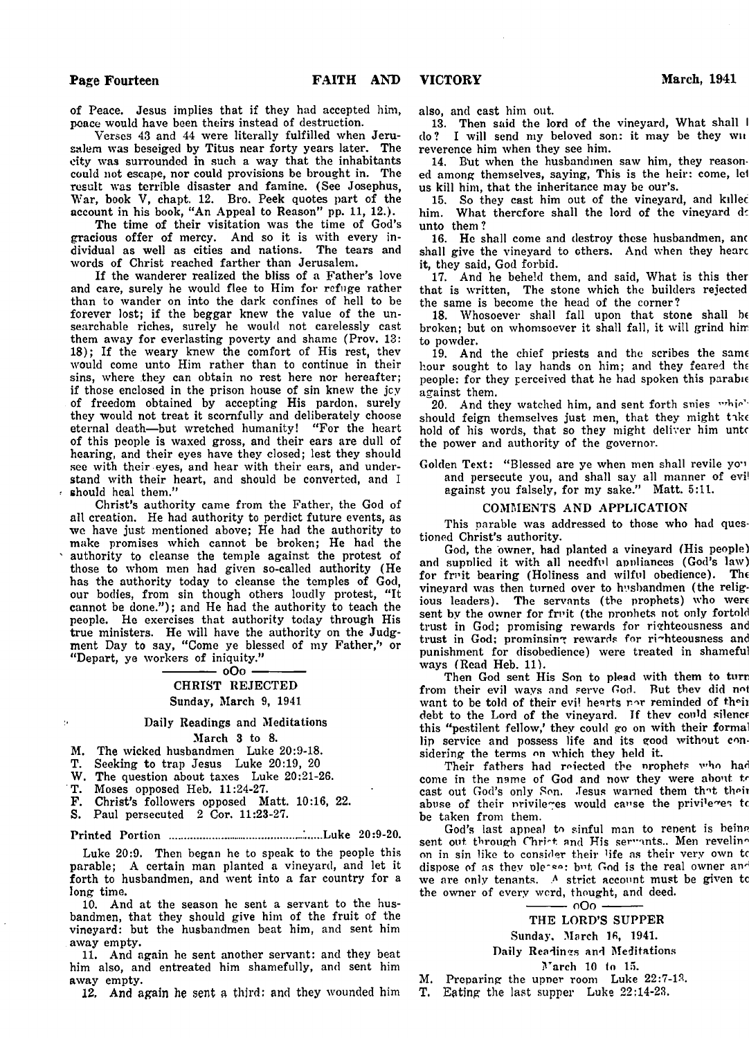of Peace. Jesus implies that if they had accepted him, peace would have been theirs instead of destruction.

Verses 43 and 44 were literally fulfilled when Jerusalem was beseiged by Titus near forty years later. The city was surrounded in such a way that the inhabitants could not escape, nor could provisions be brought in. The result was terrible disaster and famine. (See Josephus, War, book V, chapt. 12. Bro. Peek quotes part of the account in his book, "An Appeal to Reason" pp. 11, 12.).

The time of their visitation was the time of God's gracious offer of mercy. And so it is with every individual as well as cities and nations. The tears and words of Christ reached farther than Jerusalem.

If the wanderer realized the bliss of a Father's love and care, surely he would flee to Him for refuge rather than to wander on into the dark confines of hell to be forever lost; if the beggar knew the value of the unsearchable riches, surely he would not carelessly cast them away for everlasting poverty and shame (Prov. 13: 18); If the weary knew the comfort of His rest, they would come unto Him rather than to continue in their sins, where they can obtain no rest here nor hereafter; if those enclosed in the prison house of sin knew the joy of freedom obtained by accepting His pardon, surely they would not treat it scornfully and deliberately choose eternal death—but wretched humanity! "For the heart of this people is waxed gross, and their ears are dull of hearing, and their eyes have they closed; lest they should see with their eyes, and hear with their ears, and understand with their heart, and should be converted, and I should heal them."

Christ's authority came from the Father, the God of all creation. He had authority to perdict future events, as we have just mentioned above; He had the authority to make promises which cannot be broken; He had the authority to cleanse the temple against the protest of those to whom men had given so-called authority (He has the authority today to cleanse the temples of God, our bodies, from sin though others loudly protest, "It cannot be done."); and He had the authority to teach the people. He exercises that authority today through His true ministers. He will have the authority on the Judgment Day to say, "Come ye blessed of my Father," or "Depart, ye workers of iniquity."

oOo

## CHRIST REJECTED

Sunday, March 9, 1941

### Daily Readings and Meditations

March 3 to 8.

- M. The wicked husbandmen Luke 20:9-18.
- T. Seeking to trap Jesus Luke 20:19, 20
- W. The question about taxes Luke 20:21-26.
- T. Moses opposed Heb. 11:24-27.
- F. Christ's followers opposed Matt. 10:16, 22.
- S. Paul persecuted 2 Cor. 11:23-27.

Printed Portion ..................................................Luke 20:9-20.

Luke 20:9. Then began he to speak to the people this parable; A certain man planted a vineyard, and let it forth to husbandmen, and went into a far country for a long time.

10. And at the season he sent a servant to the husbandmen, that they should give him of the fruit of the vineyard: but the husbandmen beat him, and sent him away empty.

11. And again he sent another servant: and they beat him also, and entreated him shamefully, and sent him away empty.

12. And again he sent a third: and they wounded him also, and cast him out.

13. Then said the lord of the vineyard, What shall I do? I will send my beloved son: it may be they will reverence him when they see him.

14. But when the husbandmen saw him, they reasoned among themselves, saying, This is the heir: come, let us kill him, that the inheritance may be our's.

15. So they cast him out of the vineyard, and killed him. What therefore shall the lord of the vineyard do unto them?

16. He shall come and destroy these husbandmen, and shall give the vineyard to others. And when they heard it, they said, God forbid.

17. And he beheld them, and said, What is this then that is written, The stone which the builders rejected the same is become the head of the corner?

18. Whosoever shall fall upon that stone shall be broken; but on whomsoever it shall fall, it will grind him to powder.

19. And the chief priests and the scribes the same hour sought to lay hands on him; and they feared the people: for they perceived that he had spoken this parable against them.

20. And they watched him, and sent forth spies which should feign themselves just men, that they might take hold of his words, that so they might deliver him unto the power and authority of the governor.

Golden Text: "Blessed are ye when men shall revile you and persecute you, and shall say all manner of evil against you falsely, for my sake." Matt. 5:11.

### COMMENTS AND APPLICATION

This parable was addressed to those who had questioned Christ's authority.

God, the owner, had planted a vineyard (His people) and supplied it with all needful appliances (God's law) for fruit bearing (Holiness and wilful obedience). The vineyard was then turned over to husbandmen (the religious leaders). The servants (the prophets) who were sent by the owner for fruit (the prophets not only fortold trust in God; promising rewards for righteousness and trust in God; prominsing rewards for righteousness and punishment for disobedience) were treated in shameful ways (Read Heb. 11).

Then God sent His Son to plead with them to turn from their evil ways and serve God. But they did not want to be told of their evil hearts nor reminded of their debt to the Lord of the vineyard. If they could silence this "pestilent fellow,' they could go on with their formal lip service and possess life and its good without considering the terms on which they held it.

Their fathers had rejected the prophets who had come in the name of God and now they were about to cast out God's only Son. Jesus warned them that their abuse of their privileges would cause the privileges to be taken from them.

God's last appeal to sinful man to repent is being sent out through Christ and His servants.. Men reveling on in sin like to consider their life as their very own to dispose of as they please: but God is the real owner and we are only tenants. A strict account must be given to the owner of every word, thought, and deed.

oOo

## THE LORD'S SUPPER

Sunday, March 16, 1941.

### Daily Readings and Meditations

March 10 to 15.

- M. Preparing the upper room Luke 22:7-13.
- T. Eating the last supper Luke 22:14-23.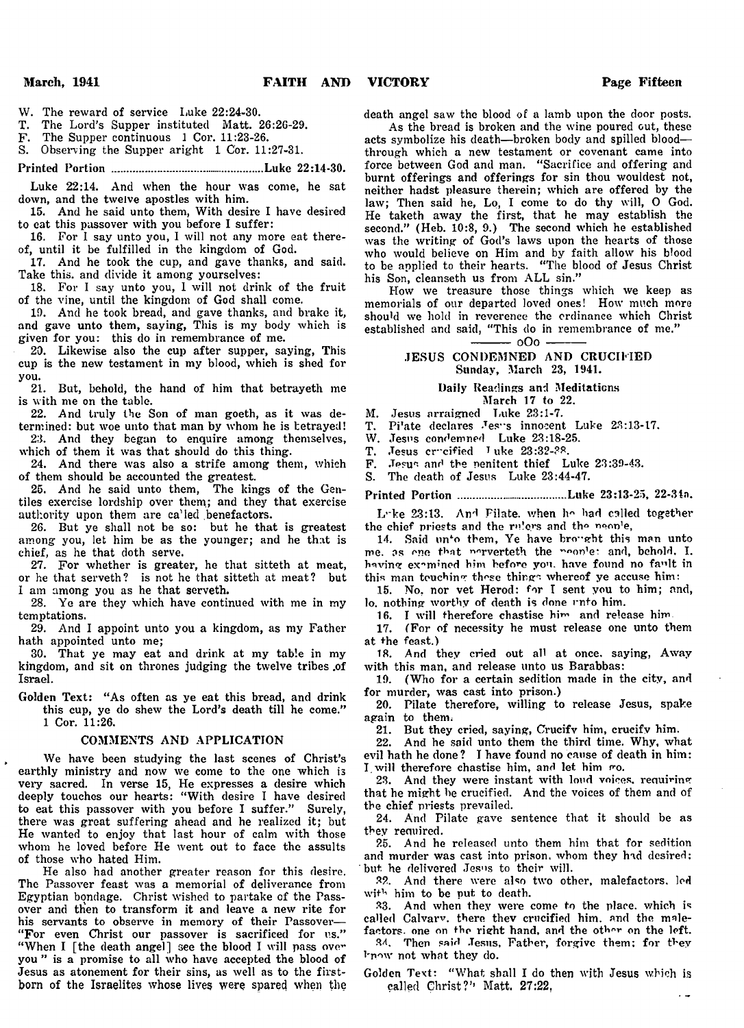W. The reward of service Luke 22:24-30.
T. The Lord's Supper instituted Matt. 26:26-29.
F. The Supper continuous 1 Cor. 11:23-26.
S. Observing the Supper aright 1 Cor. 11:27-31.

Printed Portion .................................................Luke 22:14-30.

Luke 22:14. And when the hour was come, he sat down, and the twelve apostles with him.

15. And he said unto them, With desire I have desired to eat this passover with you before I suffer:

16. For I say unto you, I will not any more eat thereof, until it be fulfilled in the kingdom of God.

17. And he took the cup, and gave thanks, and said, Take this, and divide it among yourselves:

18. For I say unto you, I will not drink of the fruit of the vine, until the kingdom of God shall come.

19. And he took bread, and gave thanks, and brake it, and gave unto them, saying, This is my body which is given for you: this do in remembrance of me.

20. Likewise also the cup after supper, saying, This cup is the new testament in my blood, which is shed for you.

21. But, behold, the hand of him that betrayeth me is with me on the table.

22. And truly the Son of man goeth, as it was determined: but woe unto that man by whom he is betrayed!

23. And they began to enquire among themselves, which of them it was that should do this thing.

24. And there was also a strife among them, which of them should be accounted the greatest.

25. And he said unto them, The kings of the Gentiles exercise lordship over them; and they that exercise authority upon them are called benefactors.

26. But ye shall not be so: but he that is greatest among you, let him be as the younger; and he that is chief, as he that doth serve.

27. For whether is greater, he that sitteth at meat, or he that serveth? is not he that sitteth at meat? but I am among you as he that serveth.

28. Ye are they which have continued with me in my temptations.

29. And I appoint unto you a kingdom, as my Father hath appointed unto me;

30. That ye may eat and drink at my table in my kingdom, and sit on thrones judging the twelve tribes of Israel.

Golden Text: "As often as ye eat this bread, and drink this cup, ye do shew the Lord's death till he come." 1 Cor. 11:26.

### COMMENTS AND APPLICATION

We have been studying the last scenes of Christ's earthly ministry and now we come to the one which is very sacred. In verse 15, He expresses a desire which deeply touches our hearts: "With desire I have desired to eat this passover with you before I suffer." Surely, there was great suffering ahead and he realized it; but He wanted to enjoy that last hour of calm with those whom he loved before He went out to face the assults of those who hated Him.

He also had another greater reason for this desire. The Passover feast was a memorial of deliverance from Egyptian bondage. Christ wished to partake of the Passover and then to transform it and leave a new rite for his servants to observe in memory of their Passover—"For even Christ our passover is sacrificed for us." "When I [the death angel] see the blood I will pass over you" is a promise to all who have accepted the blood of Jesus as atonement for their sins, as well as to the firstborn of the Israelites whose lives were spared when the death angel saw the blood of a lamb upon the door posts.

As the bread is broken and the wine poured out, these acts symbolize his death—broken body and spilled blood—through which a new testament or covenant came into force between God and man. "Sacrifice and offering and burnt offerings and offerings for sin thou wouldest not, neither hadst pleasure therein; which are offered by the law; Then said he, Lo, I come to do thy will, O God. He taketh away the first, that he may establish the second." (Heb. 10:8, 9.) The second which he established was the writing of God's laws upon the hearts of those who would believe on Him and by faith allow his blood to be applied to their hearts. "The blood of Jesus Christ his Son, cleanseth us from ALL sin."

How we treasure those things which we keep as memorials of our departed loved ones! How much more should we hold in reverence the ordinance which Christ established and said, "This do in remembrance of me."

———— oOo ————

## JESUS CONDEMNED AND CRUCIFIED
**Sunday, March 23, 1941.**

**Daily Readings and Meditations**
**March 17 to 22.**

M. Jesus arraigned Luke 23:1-7.
T. Pilate declares Jesus innocent Luke 23:13-17.
W. Jesus condemned Luke 23:18-25.
T. Jesus crucified Luke 23:32-38.
F. Jesus and the penitent thief Luke 23:39-43.
S. The death of Jesus Luke 23:44-47.

Printed Portion .....................................Luke 23:13-25, 32-34a.

Luke 23:13. And Pilate, when he had called together the chief priests and the rulers and the people,

14. Said unto them, Ye have brought this man unto me, as one that perverteth the people: and, behold, I, having examined him before you, have found no fault in this man touching those things whereof ye accuse him:

15. No, nor yet Herod: for I sent you to him; and, lo, nothing worthy of death is done unto him.

16. I will therefore chastise him, and release him.

17. (For of necessity he must release one unto them at the feast.)

18. And they cried out all at once, saying, Away with this man, and release unto us Barabbas:

19. (Who for a certain sedition made in the city, and for murder, was cast into prison.)

20. Pilate therefore, willing to release Jesus, spake again to them.

21. But they cried, saying, Crucify him, crucify him.

22. And he said unto them the third time, Why, what evil hath he done? I have found no cause of death in him: I will therefore chastise him, and let him go.

23. And they were instant with loud voices, requiring that he might be crucified. And the voices of them and of the chief priests prevailed.

24. And Pilate gave sentence that it should be as they required.

25. And he released unto them him that for sedition and murder was cast into prison, whom they had desired; but he delivered Jesus to their will.

32. And there were also two other, malefactors, led with him to be put to death.

33. And when they were come to the place, which is called Calvary, there they crucified him, and the malefactors, one on the right hand, and the other on the left.

34. Then said Jesus, Father, forgive them; for they know not what they do.

Golden Text: "What shall I do then with Jesus which is called Christ?" Matt. 27:22.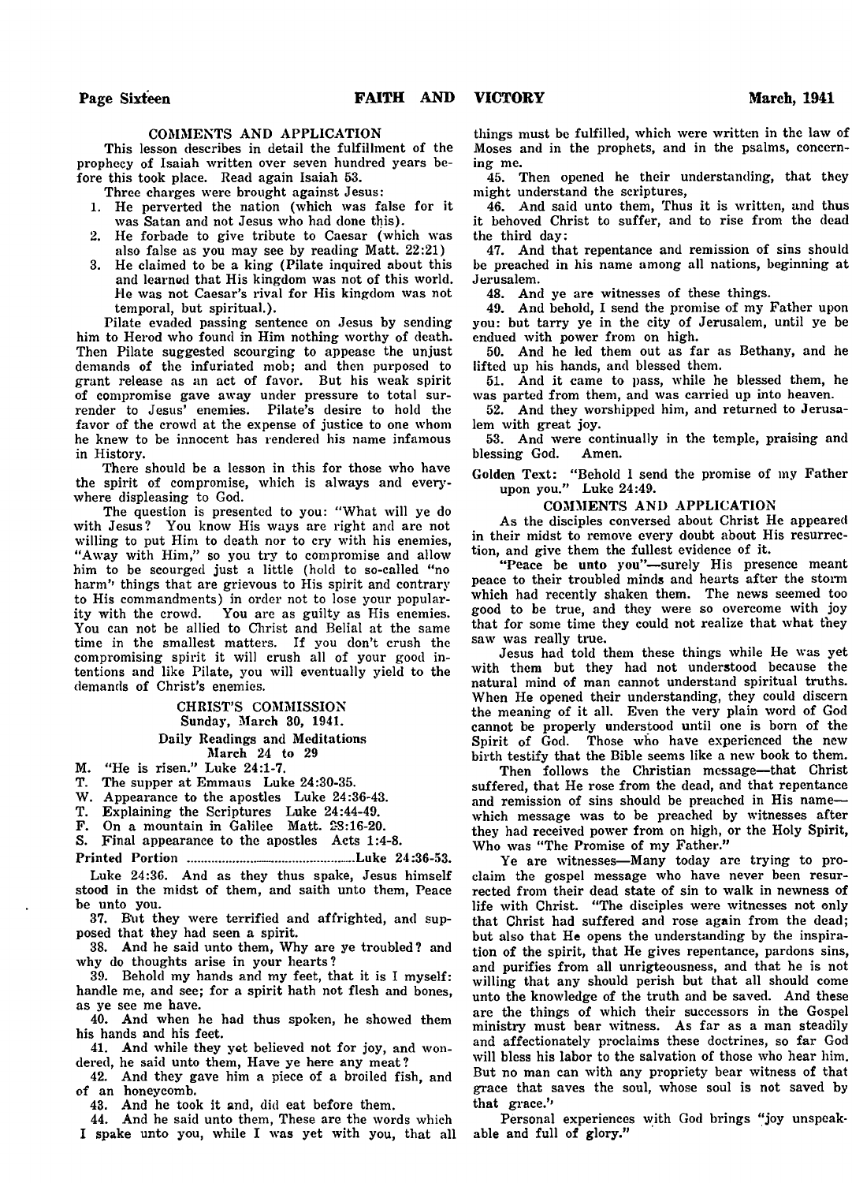### COMMENTS AND APPLICATION

This lesson describes in detail the fulfillment of the prophecy of Isaiah written over seven hundred years before this took place. Read again Isaiah 53.

Three charges were brought against Jesus:

1. He perverted the nation (which was false for it was Satan and not Jesus who had done this).
2. He forbade to give tribute to Caesar (which was also false as you may see by reading Matt. 22:21)
3. He claimed to be a king (Pilate inquired about this and learned that His kingdom was not of this world. He was not Caesar's rival for His kingdom was not temporal, but spiritual.).

Pilate evaded passing sentence on Jesus by sending him to Herod who found in Him nothing worthy of death. Then Pilate suggested scourging to appease the unjust demands of the infuriated mob; and then purposed to grant release as an act of favor. But his weak spirit of compromise gave away under pressure to total surrender to Jesus' enemies. Pilate's desire to hold the favor of the crowd at the expense of justice to one whom he knew to be innocent has rendered his name infamous in History.

There should be a lesson in this for those who have the spirit of compromise, which is always and everywhere displeasing to God.

The question is presented to you: "What will ye do with Jesus? You know His ways are right and are not willing to put Him to death nor to cry with his enemies, "Away with Him," so you try to compromise and allow him to be scourged just a little (hold to so-called "no harm" things that are grievous to His spirit and contrary to His commandments) in order not to lose your popularity with the crowd. You are as guilty as His enemies. You can not be allied to Christ and Belial at the same time in the smallest matters. If you don't crush the compromising spirit it will crush all of your good intentions and like Pilate, you will eventually yield to the demands of Christ's enemies.

## CHRIST'S COMMISSION

**Sunday, March 30, 1941.**

**Daily Readings and Meditations**
**March 24 to 29**

M. "He is risen." Luke 24:1-7.
T. The supper at Emmaus Luke 24:30-35.
W. Appearance to the apostles Luke 24:36-43.
T. Explaining the Scriptures Luke 24:44-49.
F. On a mountain in Galilee Matt. 28:16-20.
S. Final appearance to the apostles Acts 1:4-8.

**Printed Portion** .................................................. **Luke 24:36-53.**

Luke 24:36. And as they thus spake, Jesus himself stood in the midst of them, and saith unto them, Peace be unto you.

37. But they were terrified and affrighted, and supposed that they had seen a spirit.

38. And he said unto them, Why are ye troubled? and why do thoughts arise in your hearts?

39. Behold my hands and my feet, that it is I myself: handle me, and see; for a spirit hath not flesh and bones, as ye see me have.

40. And when he had thus spoken, he showed them his hands and his feet.

41. And while they yet believed not for joy, and wondered, he said unto them, Have ye here any meat?

42. And they gave him a piece of a broiled fish, and of an honeycomb.

43. And he took it and, did eat before them.

44. And he said unto them, These are the words which I spake unto you, while I was yet with you, that all things must be fulfilled, which were written in the law of Moses and in the prophets, and in the psalms, concerning me.

45. Then opened he their understanding, that they might understand the scriptures,

46. And said unto them, Thus it is written, and thus it behoved Christ to suffer, and to rise from the dead the third day:

47. And that repentance and remission of sins should be preached in his name among all nations, beginning at Jerusalem.

48. And ye are witnesses of these things.

49. And behold, I send the promise of my Father upon you: but tarry ye in the city of Jerusalem, until ye be endued with power from on high.

50. And he led them out as far as Bethany, and he lifted up his hands, and blessed them.

51. And it came to pass, while he blessed them, he was parted from them, and was carried up into heaven.

52. And they worshipped him, and returned to Jerusalem with great joy.

53. And were continually in the temple, praising and blessing God. Amen.

**Golden Text:** "Behold I send the promise of my Father upon you." Luke 24:49.

### COMMENTS AND APPLICATION

As the disciples conversed about Christ He appeared in their midst to remove every doubt about His resurrection, and give them the fullest evidence of it.

"Peace be unto you"—surely His presence meant peace to their troubled minds and hearts after the storm which had recently shaken them. The news seemed too good to be true, and they were so overcome with joy that for some time they could not realize that what they saw was really true.

Jesus had told them these things while He was yet with them but they had not understood because the natural mind of man cannot understand spiritual truths. When He opened their understanding, they could discern the meaning of it all. Even the very plain word of God cannot be properly understood until one is born of the Spirit of God. Those who have experienced the new birth testify that the Bible seems like a new book to them.

Then follows the Christian message—that Christ suffered, that He rose from the dead, and that repentance and remission of sins should be preached in His name—which message was to be preached by witnesses after they had received power from on high, or the Holy Spirit, Who was "The Promise of my Father."

Ye are witnesses—Many today are trying to proclaim the gospel message who have never been resurrected from their dead state of sin to walk in newness of life with Christ. "The disciples were witnesses not only that Christ had suffered and rose again from the dead; but also that He opens the understanding by the inspiration of the spirit, that He gives repentance, pardons sins, and purifies from all unrigteousness, and that he is not willing that any should perish but that all should come unto the knowledge of the truth and be saved. And these are the things of which their successors in the Gospel ministry must bear witness. As far as a man steadily and affectionately proclaims these doctrines, so far God will bless his labor to the salvation of those who hear him. But no man can with any propriety bear witness of that grace that saves the soul, whose soul is not saved by that grace."

Personal experiences with God brings "joy unspeakable and full of glory."